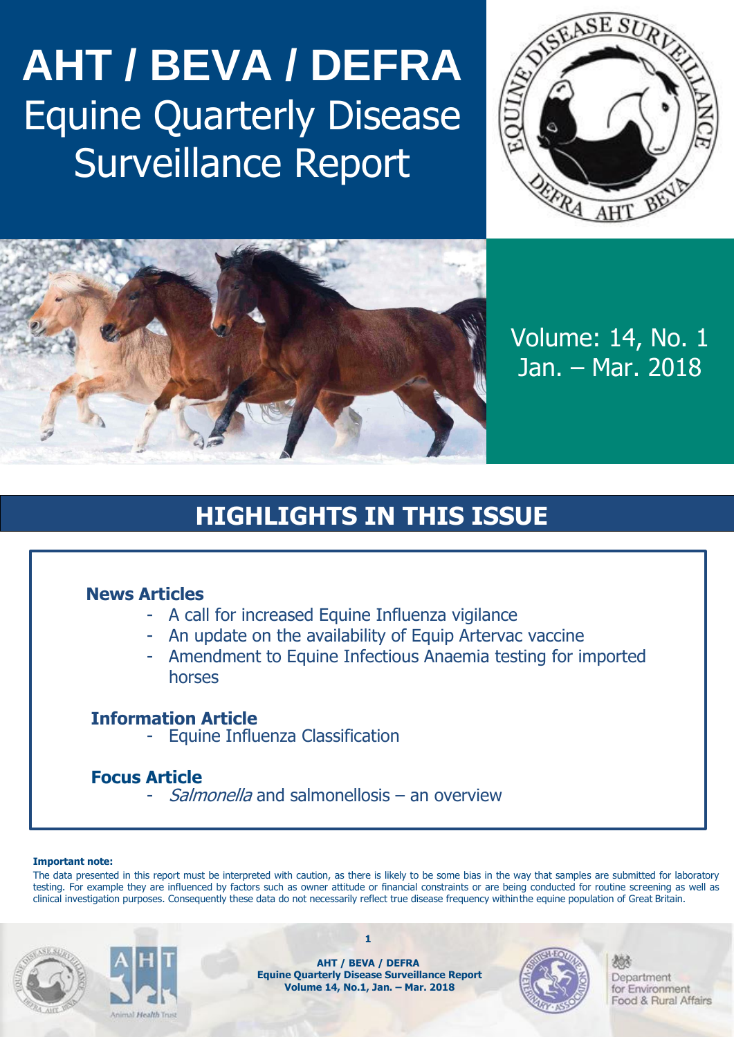# AHT / BEVA / DEFRA
# Equine Quarterly Disease Surveillance Report

Volume: 14, No. 1
Jan. – Mar. 2018

## HIGHLIGHTS IN THIS ISSUE

**News Articles**

- A call for increased Equine Influenza vigilance
- An update on the availability of Equip Artervac vaccine
- Amendment to Equine Infectious Anaemia testing for imported horses

**Information Article**

- Equine Influenza Classification

**Focus Article**

- *Salmonella* and salmonellosis – an overview

**Important note:**

The data presented in this report must be interpreted with caution, as there is likely to be some bias in the way that samples are submitted for laboratory testing. For example they are influenced by factors such as owner attitude or financial constraints or are being conducted for routine screening as well as clinical investigation purposes. Consequently these data do not necessarily reflect true disease frequency within the equine population of Great Britain.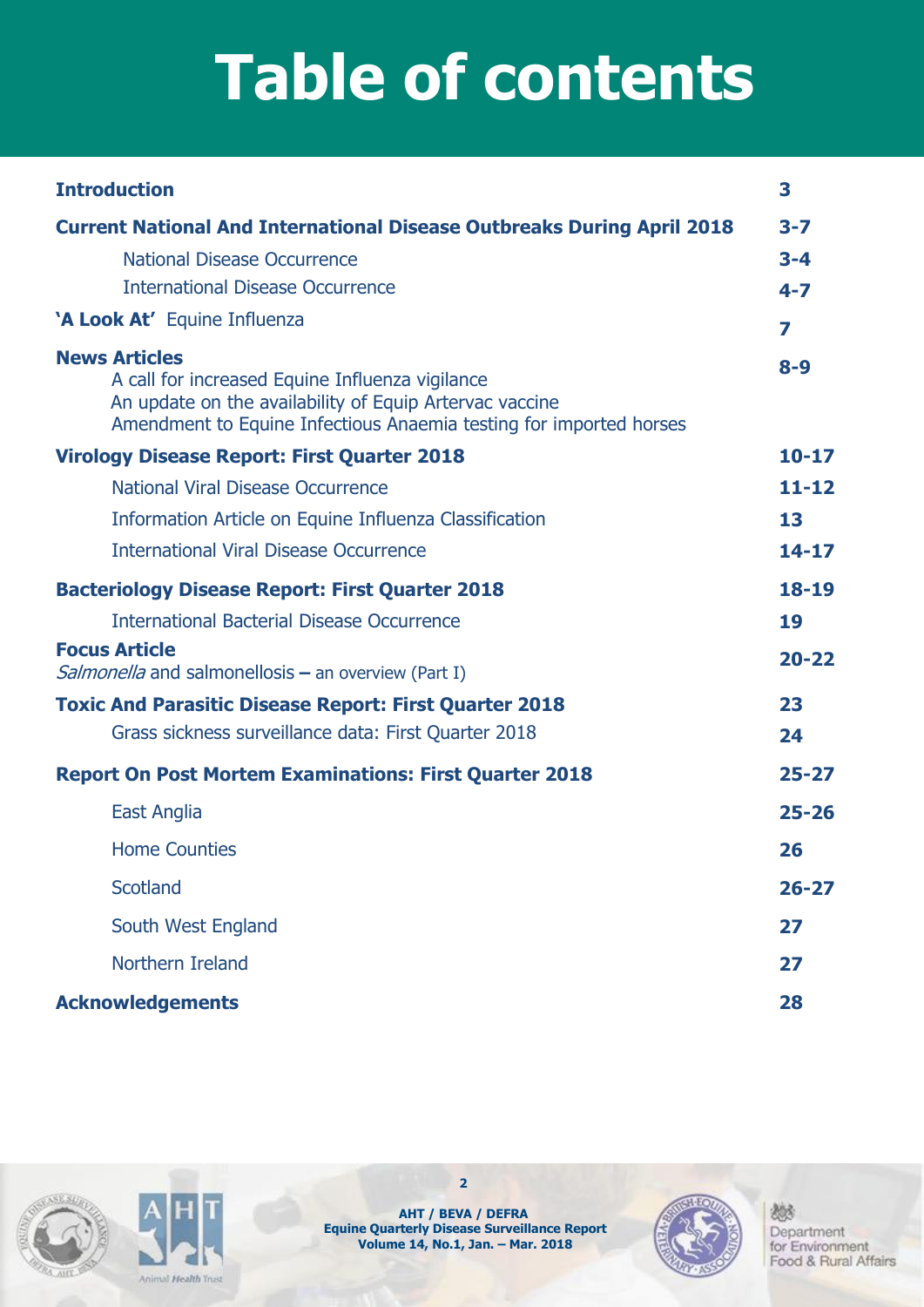# Table of contents

| | |
|---|---|
| **Introduction** | **3** |
| **Current National And International Disease Outbreaks During April 2018** | **3-7** |
| National Disease Occurrence | **3-4** |
| International Disease Occurrence | **4-7** |
| **'A Look At'** Equine Influenza | **7** |
| **News Articles**<br>A call for increased Equine Influenza vigilance<br>An update on the availability of Equip Artervac vaccine<br>Amendment to Equine Infectious Anaemia testing for imported horses | **8-9** |
| **Virology Disease Report: First Quarter 2018** | **10-17** |
| National Viral Disease Occurrence | **11-12** |
| Information Article on Equine Influenza Classification | **13** |
| International Viral Disease Occurrence | **14-17** |
| **Bacteriology Disease Report: First Quarter 2018** | **18-19** |
| International Bacterial Disease Occurrence | **19** |
| **Focus Article**<br>*Salmonella* and salmonellosis **–** an overview (Part I) | **20-22** |
| **Toxic And Parasitic Disease Report: First Quarter 2018** | **23** |
| Grass sickness surveillance data: First Quarter 2018 | **24** |
| **Report On Post Mortem Examinations: First Quarter 2018** | **25-27** |
| East Anglia | **25-26** |
| Home Counties | **26** |
| Scotland | **26-27** |
| South West England | **27** |
| Northern Ireland | **27** |
| **Acknowledgements** | **28** |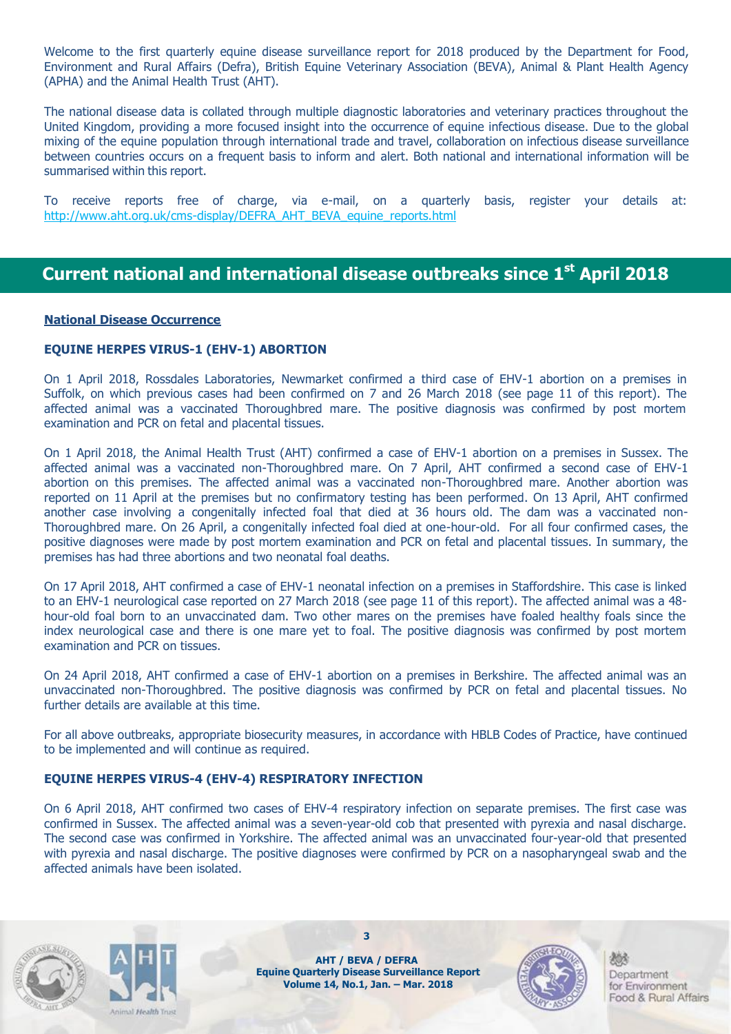Welcome to the first quarterly equine disease surveillance report for 2018 produced by the Department for Food, Environment and Rural Affairs (Defra), British Equine Veterinary Association (BEVA), Animal & Plant Health Agency (APHA) and the Animal Health Trust (AHT).

The national disease data is collated through multiple diagnostic laboratories and veterinary practices throughout the United Kingdom, providing a more focused insight into the occurrence of equine infectious disease. Due to the global mixing of the equine population through international trade and travel, collaboration on infectious disease surveillance between countries occurs on a frequent basis to inform and alert. Both national and international information will be summarised within this report.

To receive reports free of charge, via e-mail, on a quarterly basis, register your details at: http://www.aht.org.uk/cms-display/DEFRA_AHT_BEVA_equine_reports.html

## Current national and international disease outbreaks since 1st April 2018

**National Disease Occurrence**

### EQUINE HERPES VIRUS-1 (EHV-1) ABORTION

On 1 April 2018, Rossdales Laboratories, Newmarket confirmed a third case of EHV-1 abortion on a premises in Suffolk, on which previous cases had been confirmed on 7 and 26 March 2018 (see page 11 of this report). The affected animal was a vaccinated Thoroughbred mare. The positive diagnosis was confirmed by post mortem examination and PCR on fetal and placental tissues.

On 1 April 2018, the Animal Health Trust (AHT) confirmed a case of EHV-1 abortion on a premises in Sussex. The affected animal was a vaccinated non-Thoroughbred mare. On 7 April, AHT confirmed a second case of EHV-1 abortion on this premises. The affected animal was a vaccinated non-Thoroughbred mare. Another abortion was reported on 11 April at the premises but no confirmatory testing has been performed. On 13 April, AHT confirmed another case involving a congenitally infected foal that died at 36 hours old. The dam was a vaccinated non-Thoroughbred mare. On 26 April, a congenitally infected foal died at one-hour-old. For all four confirmed cases, the positive diagnoses were made by post mortem examination and PCR on fetal and placental tissues. In summary, the premises has had three abortions and two neonatal foal deaths.

On 17 April 2018, AHT confirmed a case of EHV-1 neonatal infection on a premises in Staffordshire. This case is linked to an EHV-1 neurological case reported on 27 March 2018 (see page 11 of this report). The affected animal was a 48-hour-old foal born to an unvaccinated dam. Two other mares on the premises have foaled healthy foals since the index neurological case and there is one mare yet to foal. The positive diagnosis was confirmed by post mortem examination and PCR on tissues.

On 24 April 2018, AHT confirmed a case of EHV-1 abortion on a premises in Berkshire. The affected animal was an unvaccinated non-Thoroughbred. The positive diagnosis was confirmed by PCR on fetal and placental tissues. No further details are available at this time.

For all above outbreaks, appropriate biosecurity measures, in accordance with HBLB Codes of Practice, have continued to be implemented and will continue as required.

### EQUINE HERPES VIRUS-4 (EHV-4) RESPIRATORY INFECTION

On 6 April 2018, AHT confirmed two cases of EHV-4 respiratory infection on separate premises. The first case was confirmed in Sussex. The affected animal was a seven-year-old cob that presented with pyrexia and nasal discharge. The second case was confirmed in Yorkshire. The affected animal was an unvaccinated four-year-old that presented with pyrexia and nasal discharge. The positive diagnoses were confirmed by PCR on a nasopharyngeal swab and the affected animals have been isolated.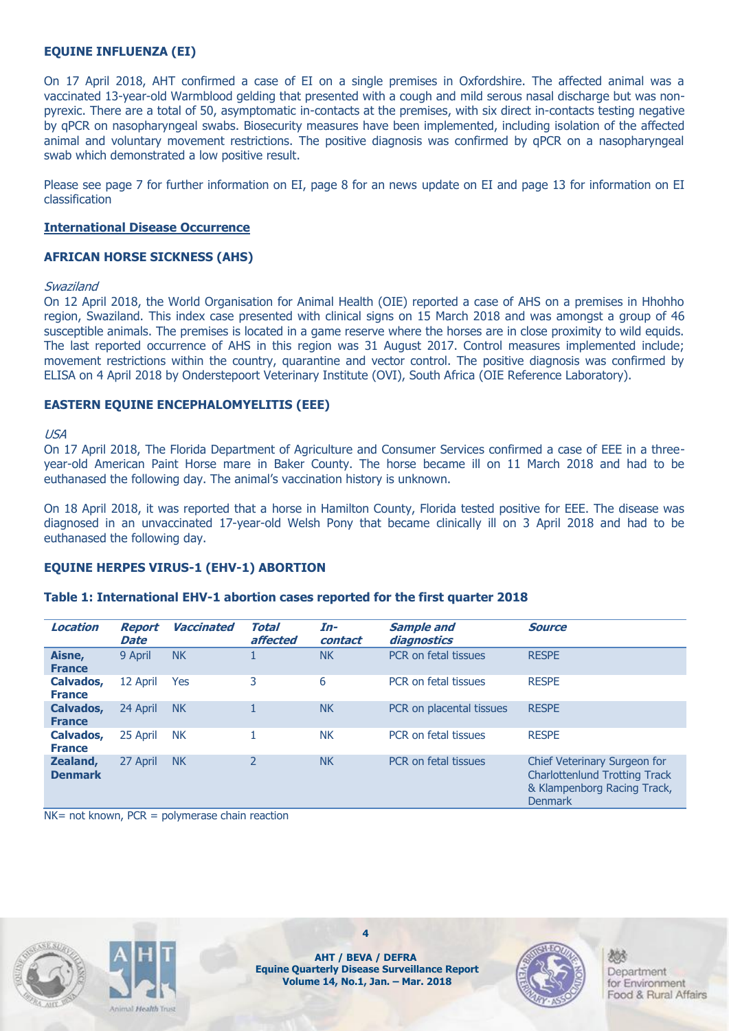### EQUINE INFLUENZA (EI)

On 17 April 2018, AHT confirmed a case of EI on a single premises in Oxfordshire. The affected animal was a vaccinated 13-year-old Warmblood gelding that presented with a cough and mild serous nasal discharge but was non-pyrexic. There are a total of 50, asymptomatic in-contacts at the premises, with six direct in-contacts testing negative by qPCR on nasopharyngeal swabs. Biosecurity measures have been implemented, including isolation of the affected animal and voluntary movement restrictions. The positive diagnosis was confirmed by qPCR on a nasopharyngeal swab which demonstrated a low positive result.

Please see page 7 for further information on EI, page 8 for an news update on EI and page 13 for information on EI classification

## International Disease Occurrence

### AFRICAN HORSE SICKNESS (AHS)

*Swaziland*

On 12 April 2018, the World Organisation for Animal Health (OIE) reported a case of AHS on a premises in Hhohho region, Swaziland. This index case presented with clinical signs on 15 March 2018 and was amongst a group of 46 susceptible animals. The premises is located in a game reserve where the horses are in close proximity to wild equids. The last reported occurrence of AHS in this region was 31 August 2017. Control measures implemented include; movement restrictions within the country, quarantine and vector control. The positive diagnosis was confirmed by ELISA on 4 April 2018 by Onderstepoort Veterinary Institute (OVI), South Africa (OIE Reference Laboratory).

### EASTERN EQUINE ENCEPHALOMYELITIS (EEE)

*USA*

On 17 April 2018, The Florida Department of Agriculture and Consumer Services confirmed a case of EEE in a three-year-old American Paint Horse mare in Baker County. The horse became ill on 11 March 2018 and had to be euthanased the following day. The animal's vaccination history is unknown.

On 18 April 2018, it was reported that a horse in Hamilton County, Florida tested positive for EEE. The disease was diagnosed in an unvaccinated 17-year-old Welsh Pony that became clinically ill on 3 April 2018 and had to be euthanased the following day.

### EQUINE HERPES VIRUS-1 (EHV-1) ABORTION

**Table 1: International EHV-1 abortion cases reported for the first quarter 2018**

| *Location* | *Report Date* | *Vaccinated* | *Total affected* | *In-contact* | *Sample and diagnostics* | *Source* |
|---|---|---|---|---|---|---|
| **Aisne, France** | 9 April | NK | 1 | NK | PCR on fetal tissues | RESPE |
| **Calvados, France** | 12 April | Yes | 3 | 6 | PCR on fetal tissues | RESPE |
| **Calvados, France** | 24 April | NK | 1 | NK | PCR on placental tissues | RESPE |
| **Calvados, France** | 25 April | NK | 1 | NK | PCR on fetal tissues | RESPE |
| **Zealand, Denmark** | 27 April | NK | 2 | NK | PCR on fetal tissues | Chief Veterinary Surgeon for Charlottenlund Trotting Track & Klampenborg Racing Track, Denmark |

NK= not known, PCR = polymerase chain reaction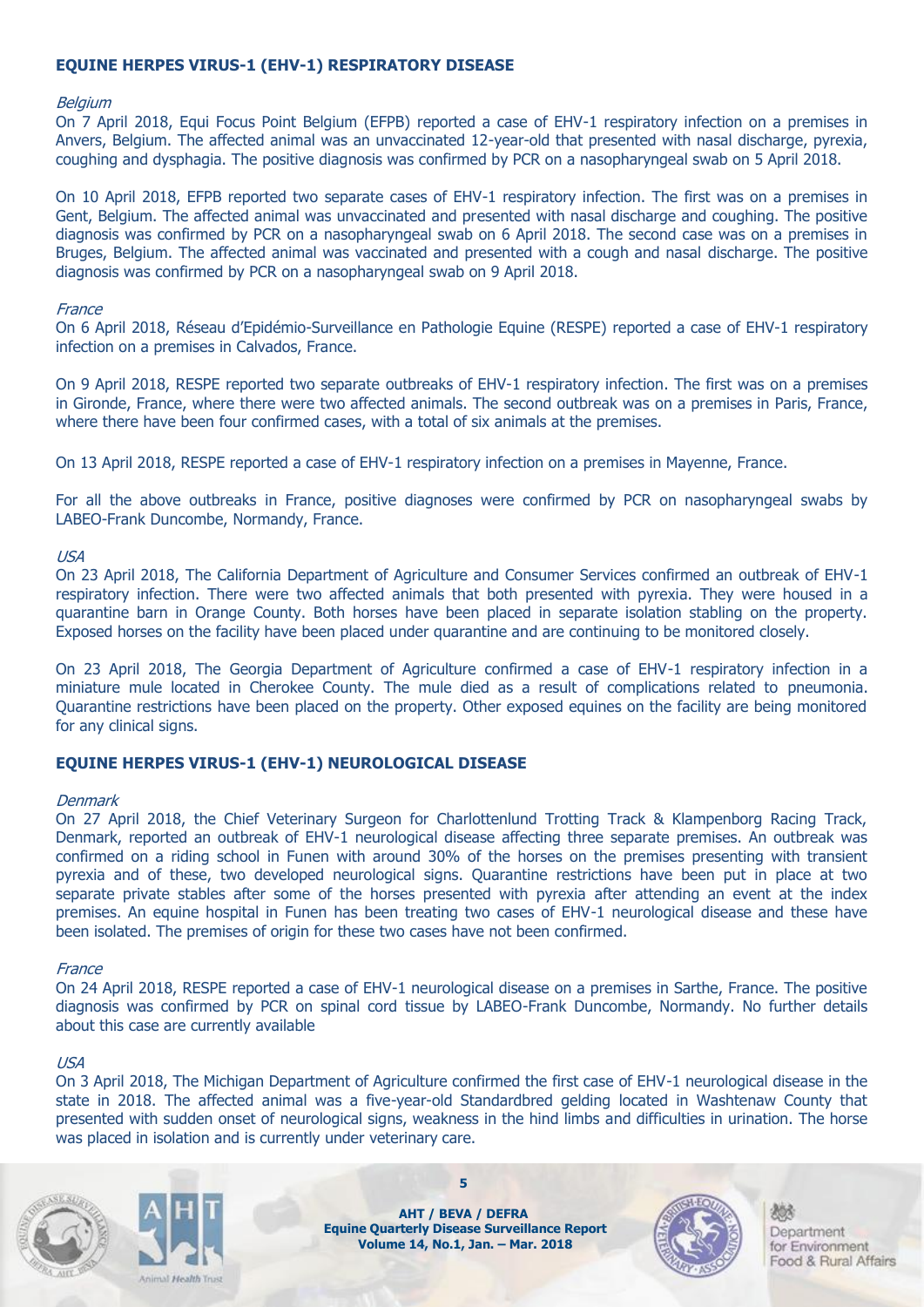## EQUINE HERPES VIRUS-1 (EHV-1) RESPIRATORY DISEASE

*Belgium*

On 7 April 2018, Equi Focus Point Belgium (EFPB) reported a case of EHV-1 respiratory infection on a premises in Anvers, Belgium. The affected animal was an unvaccinated 12-year-old that presented with nasal discharge, pyrexia, coughing and dysphagia. The positive diagnosis was confirmed by PCR on a nasopharyngeal swab on 5 April 2018.

On 10 April 2018, EFPB reported two separate cases of EHV-1 respiratory infection. The first was on a premises in Gent, Belgium. The affected animal was unvaccinated and presented with nasal discharge and coughing. The positive diagnosis was confirmed by PCR on a nasopharyngeal swab on 6 April 2018. The second case was on a premises in Bruges, Belgium. The affected animal was vaccinated and presented with a cough and nasal discharge. The positive diagnosis was confirmed by PCR on a nasopharyngeal swab on 9 April 2018.

*France*

On 6 April 2018, Réseau d'Epidémio-Surveillance en Pathologie Equine (RESPE) reported a case of EHV-1 respiratory infection on a premises in Calvados, France.

On 9 April 2018, RESPE reported two separate outbreaks of EHV-1 respiratory infection. The first was on a premises in Gironde, France, where there were two affected animals. The second outbreak was on a premises in Paris, France, where there have been four confirmed cases, with a total of six animals at the premises.

On 13 April 2018, RESPE reported a case of EHV-1 respiratory infection on a premises in Mayenne, France.

For all the above outbreaks in France, positive diagnoses were confirmed by PCR on nasopharyngeal swabs by LABEO-Frank Duncombe, Normandy, France.

*USA*

On 23 April 2018, The California Department of Agriculture and Consumer Services confirmed an outbreak of EHV-1 respiratory infection. There were two affected animals that both presented with pyrexia. They were housed in a quarantine barn in Orange County. Both horses have been placed in separate isolation stabling on the property. Exposed horses on the facility have been placed under quarantine and are continuing to be monitored closely.

On 23 April 2018, The Georgia Department of Agriculture confirmed a case of EHV-1 respiratory infection in a miniature mule located in Cherokee County. The mule died as a result of complications related to pneumonia. Quarantine restrictions have been placed on the property. Other exposed equines on the facility are being monitored for any clinical signs.

## EQUINE HERPES VIRUS-1 (EHV-1) NEUROLOGICAL DISEASE

*Denmark*

On 27 April 2018, the Chief Veterinary Surgeon for Charlottenlund Trotting Track & Klampenborg Racing Track, Denmark, reported an outbreak of EHV-1 neurological disease affecting three separate premises. An outbreak was confirmed on a riding school in Funen with around 30% of the horses on the premises presenting with transient pyrexia and of these, two developed neurological signs. Quarantine restrictions have been put in place at two separate private stables after some of the horses presented with pyrexia after attending an event at the index premises. An equine hospital in Funen has been treating two cases of EHV-1 neurological disease and these have been isolated. The premises of origin for these two cases have not been confirmed.

*France*

On 24 April 2018, RESPE reported a case of EHV-1 neurological disease on a premises in Sarthe, France. The positive diagnosis was confirmed by PCR on spinal cord tissue by LABEO-Frank Duncombe, Normandy. No further details about this case are currently available

*USA*

On 3 April 2018, The Michigan Department of Agriculture confirmed the first case of EHV-1 neurological disease in the state in 2018. The affected animal was a five-year-old Standardbred gelding located in Washtenaw County that presented with sudden onset of neurological signs, weakness in the hind limbs and difficulties in urination. The horse was placed in isolation and is currently under veterinary care.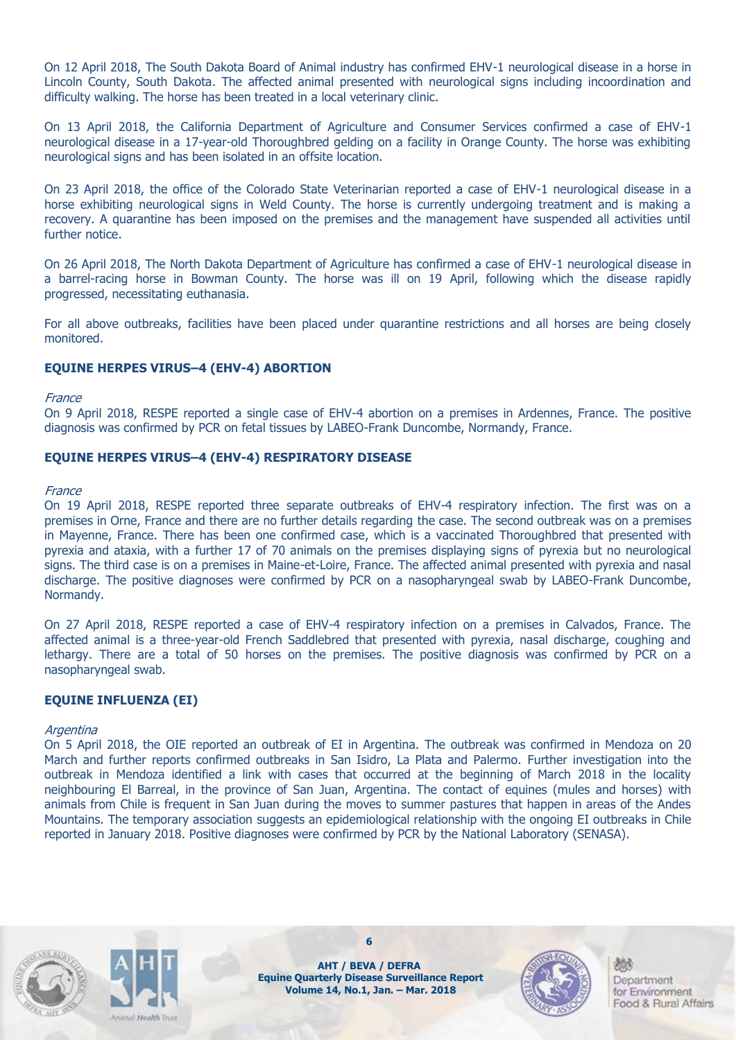On 12 April 2018, The South Dakota Board of Animal industry has confirmed EHV-1 neurological disease in a horse in Lincoln County, South Dakota. The affected animal presented with neurological signs including incoordination and difficulty walking. The horse has been treated in a local veterinary clinic.

On 13 April 2018, the California Department of Agriculture and Consumer Services confirmed a case of EHV-1 neurological disease in a 17-year-old Thoroughbred gelding on a facility in Orange County. The horse was exhibiting neurological signs and has been isolated in an offsite location.

On 23 April 2018, the office of the Colorado State Veterinarian reported a case of EHV-1 neurological disease in a horse exhibiting neurological signs in Weld County. The horse is currently undergoing treatment and is making a recovery. A quarantine has been imposed on the premises and the management have suspended all activities until further notice.

On 26 April 2018, The North Dakota Department of Agriculture has confirmed a case of EHV-1 neurological disease in a barrel-racing horse in Bowman County. The horse was ill on 19 April, following which the disease rapidly progressed, necessitating euthanasia.

For all above outbreaks, facilities have been placed under quarantine restrictions and all horses are being closely monitored.

### EQUINE HERPES VIRUS–4 (EHV-4) ABORTION

*France*

On 9 April 2018, RESPE reported a single case of EHV-4 abortion on a premises in Ardennes, France. The positive diagnosis was confirmed by PCR on fetal tissues by LABEO-Frank Duncombe, Normandy, France.

### EQUINE HERPES VIRUS–4 (EHV-4) RESPIRATORY DISEASE

*France*

On 19 April 2018, RESPE reported three separate outbreaks of EHV-4 respiratory infection. The first was on a premises in Orne, France and there are no further details regarding the case. The second outbreak was on a premises in Mayenne, France. There has been one confirmed case, which is a vaccinated Thoroughbred that presented with pyrexia and ataxia, with a further 17 of 70 animals on the premises displaying signs of pyrexia but no neurological signs. The third case is on a premises in Maine-et-Loire, France. The affected animal presented with pyrexia and nasal discharge. The positive diagnoses were confirmed by PCR on a nasopharyngeal swab by LABEO-Frank Duncombe, Normandy.

On 27 April 2018, RESPE reported a case of EHV-4 respiratory infection on a premises in Calvados, France. The affected animal is a three-year-old French Saddlebred that presented with pyrexia, nasal discharge, coughing and lethargy. There are a total of 50 horses on the premises. The positive diagnosis was confirmed by PCR on a nasopharyngeal swab.

### EQUINE INFLUENZA (EI)

*Argentina*

On 5 April 2018, the OIE reported an outbreak of EI in Argentina. The outbreak was confirmed in Mendoza on 20 March and further reports confirmed outbreaks in San Isidro, La Plata and Palermo. Further investigation into the outbreak in Mendoza identified a link with cases that occurred at the beginning of March 2018 in the locality neighbouring El Barreal, in the province of San Juan, Argentina. The contact of equines (mules and horses) with animals from Chile is frequent in San Juan during the moves to summer pastures that happen in areas of the Andes Mountains. The temporary association suggests an epidemiological relationship with the ongoing EI outbreaks in Chile reported in January 2018. Positive diagnoses were confirmed by PCR by the National Laboratory (SENASA).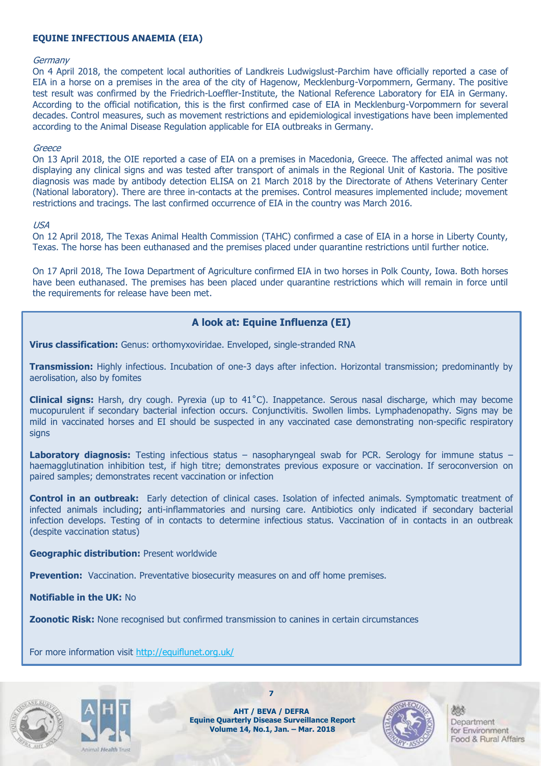## EQUINE INFECTIOUS ANAEMIA (EIA)

*Germany*

On 4 April 2018, the competent local authorities of Landkreis Ludwigslust-Parchim have officially reported a case of EIA in a horse on a premises in the area of the city of Hagenow, Mecklenburg-Vorpommern, Germany. The positive test result was confirmed by the Friedrich-Loeffler-Institute, the National Reference Laboratory for EIA in Germany. According to the official notification, this is the first confirmed case of EIA in Mecklenburg-Vorpommern for several decades. Control measures, such as movement restrictions and epidemiological investigations have been implemented according to the Animal Disease Regulation applicable for EIA outbreaks in Germany.

*Greece*

On 13 April 2018, the OIE reported a case of EIA on a premises in Macedonia, Greece. The affected animal was not displaying any clinical signs and was tested after transport of animals in the Regional Unit of Kastoria. The positive diagnosis was made by antibody detection ELISA on 21 March 2018 by the Directorate of Athens Veterinary Center (National laboratory). There are three in-contacts at the premises. Control measures implemented include; movement restrictions and tracings. The last confirmed occurrence of EIA in the country was March 2016.

*USA*

On 12 April 2018, The Texas Animal Health Commission (TAHC) confirmed a case of EIA in a horse in Liberty County, Texas. The horse has been euthanased and the premises placed under quarantine restrictions until further notice.

On 17 April 2018, The Iowa Department of Agriculture confirmed EIA in two horses in Polk County, Iowa. Both horses have been euthanased. The premises has been placed under quarantine restrictions which will remain in force until the requirements for release have been met.

### A look at: Equine Influenza (EI)

**Virus classification:** Genus: orthomyxoviridae. Enveloped, single-stranded RNA

**Transmission:** Highly infectious. Incubation of one-3 days after infection. Horizontal transmission; predominantly by aerolisation, also by fomites

**Clinical signs:** Harsh, dry cough. Pyrexia (up to 41˚C). Inappetance. Serous nasal discharge, which may become mucopurulent if secondary bacterial infection occurs. Conjunctivitis. Swollen limbs. Lymphadenopathy. Signs may be mild in vaccinated horses and EI should be suspected in any vaccinated case demonstrating non-specific respiratory signs

**Laboratory diagnosis:** Testing infectious status – nasopharyngeal swab for PCR. Serology for immune status – haemagglutination inhibition test, if high titre; demonstrates previous exposure or vaccination. If seroconversion on paired samples; demonstrates recent vaccination or infection

**Control in an outbreak:** Early detection of clinical cases. Isolation of infected animals. Symptomatic treatment of infected animals including; anti-inflammatories and nursing care. Antibiotics only indicated if secondary bacterial infection develops. Testing of in contacts to determine infectious status. Vaccination of in contacts in an outbreak (despite vaccination status)

**Geographic distribution:** Present worldwide

**Prevention:** Vaccination. Preventative biosecurity measures on and off home premises.

**Notifiable in the UK:** No

**Zoonotic Risk:** None recognised but confirmed transmission to canines in certain circumstances

For more information visit http://equiflunet.org.uk/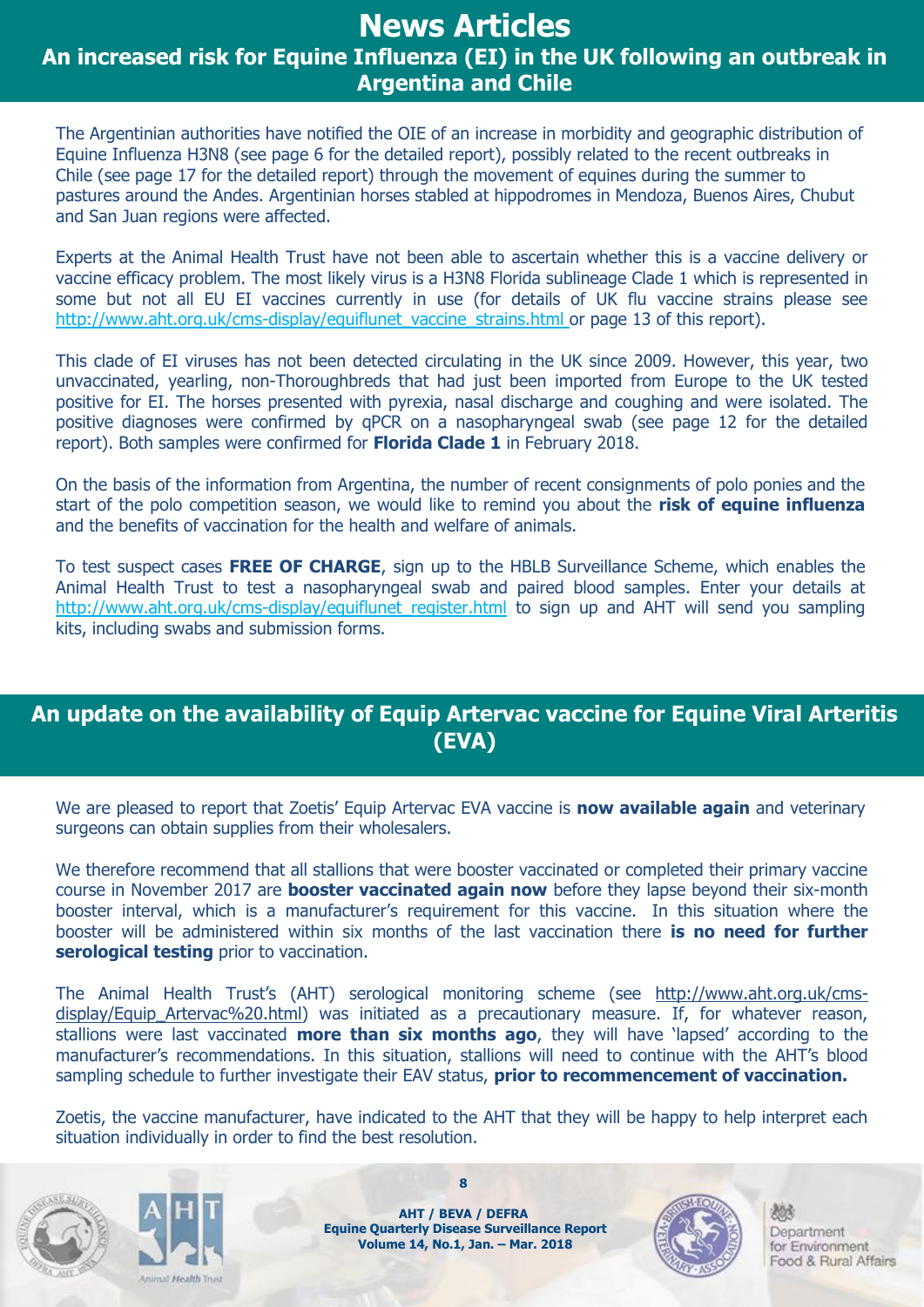# News Articles

## An increased risk for Equine Influenza (EI) in the UK following an outbreak in Argentina and Chile

The Argentinian authorities have notified the OIE of an increase in morbidity and geographic distribution of Equine Influenza H3N8 (see page 6 for the detailed report), possibly related to the recent outbreaks in Chile (see page 17 for the detailed report) through the movement of equines during the summer to pastures around the Andes. Argentinian horses stabled at hippodromes in Mendoza, Buenos Aires, Chubut and San Juan regions were affected.

Experts at the Animal Health Trust have not been able to ascertain whether this is a vaccine delivery or vaccine efficacy problem. The most likely virus is a H3N8 Florida sublineage Clade 1 which is represented in some but not all EU EI vaccines currently in use (for details of UK flu vaccine strains please see http://www.aht.org.uk/cms-display/equiflunet_vaccine_strains.html or page 13 of this report).

This clade of EI viruses has not been detected circulating in the UK since 2009. However, this year, two unvaccinated, yearling, non-Thoroughbreds that had just been imported from Europe to the UK tested positive for EI. The horses presented with pyrexia, nasal discharge and coughing and were isolated. The positive diagnoses were confirmed by qPCR on a nasopharyngeal swab (see page 12 for the detailed report). Both samples were confirmed for **Florida Clade 1** in February 2018.

On the basis of the information from Argentina, the number of recent consignments of polo ponies and the start of the polo competition season, we would like to remind you about the **risk of equine influenza** and the benefits of vaccination for the health and welfare of animals.

To test suspect cases **FREE OF CHARGE**, sign up to the HBLB Surveillance Scheme, which enables the Animal Health Trust to test a nasopharyngeal swab and paired blood samples. Enter your details at http://www.aht.org.uk/cms-display/equiflunet_register.html to sign up and AHT will send you sampling kits, including swabs and submission forms.

## An update on the availability of Equip Artervac vaccine for Equine Viral Arteritis (EVA)

We are pleased to report that Zoetis' Equip Artervac EVA vaccine is **now available again** and veterinary surgeons can obtain supplies from their wholesalers.

We therefore recommend that all stallions that were booster vaccinated or completed their primary vaccine course in November 2017 are **booster vaccinated again now** before they lapse beyond their six-month booster interval, which is a manufacturer's requirement for this vaccine. In this situation where the booster will be administered within six months of the last vaccination there **is no need for further serological testing** prior to vaccination.

The Animal Health Trust's (AHT) serological monitoring scheme (see http://www.aht.org.uk/cms-display/Equip_Artervac%20.html) was initiated as a precautionary measure. If, for whatever reason, stallions were last vaccinated **more than six months ago**, they will have 'lapsed' according to the manufacturer's recommendations. In this situation, stallions will need to continue with the AHT's blood sampling schedule to further investigate their EAV status, **prior to recommencement of vaccination.**

Zoetis, the vaccine manufacturer, have indicated to the AHT that they will be happy to help interpret each situation individually in order to find the best resolution.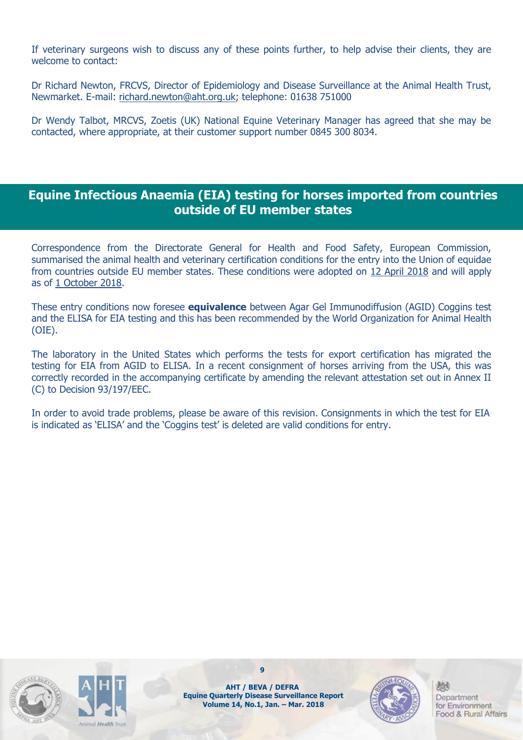If veterinary surgeons wish to discuss any of these points further, to help advise their clients, they are welcome to contact:

Dr Richard Newton, FRCVS, Director of Epidemiology and Disease Surveillance at the Animal Health Trust, Newmarket. E-mail: richard.newton@aht.org.uk; telephone: 01638 751000

Dr Wendy Talbot, MRCVS, Zoetis (UK) National Equine Veterinary Manager has agreed that she may be contacted, where appropriate, at their customer support number 0845 300 8034.

## Equine Infectious Anaemia (EIA) testing for horses imported from countries outside of EU member states

Correspondence from the Directorate General for Health and Food Safety, European Commission, summarised the animal health and veterinary certification conditions for the entry into the Union of equidae from countries outside EU member states. These conditions were adopted on 12 April 2018 and will apply as of 1 October 2018.

These entry conditions now foresee **equivalence** between Agar Gel Immunodiffusion (AGID) Coggins test and the ELISA for EIA testing and this has been recommended by the World Organization for Animal Health (OIE).

The laboratory in the United States which performs the tests for export certification has migrated the testing for EIA from AGID to ELISA. In a recent consignment of horses arriving from the USA, this was correctly recorded in the accompanying certificate by amending the relevant attestation set out in Annex II (C) to Decision 93/197/EEC.

In order to avoid trade problems, please be aware of this revision. Consignments in which the test for EIA is indicated as 'ELISA' and the 'Coggins test' is deleted are valid conditions for entry.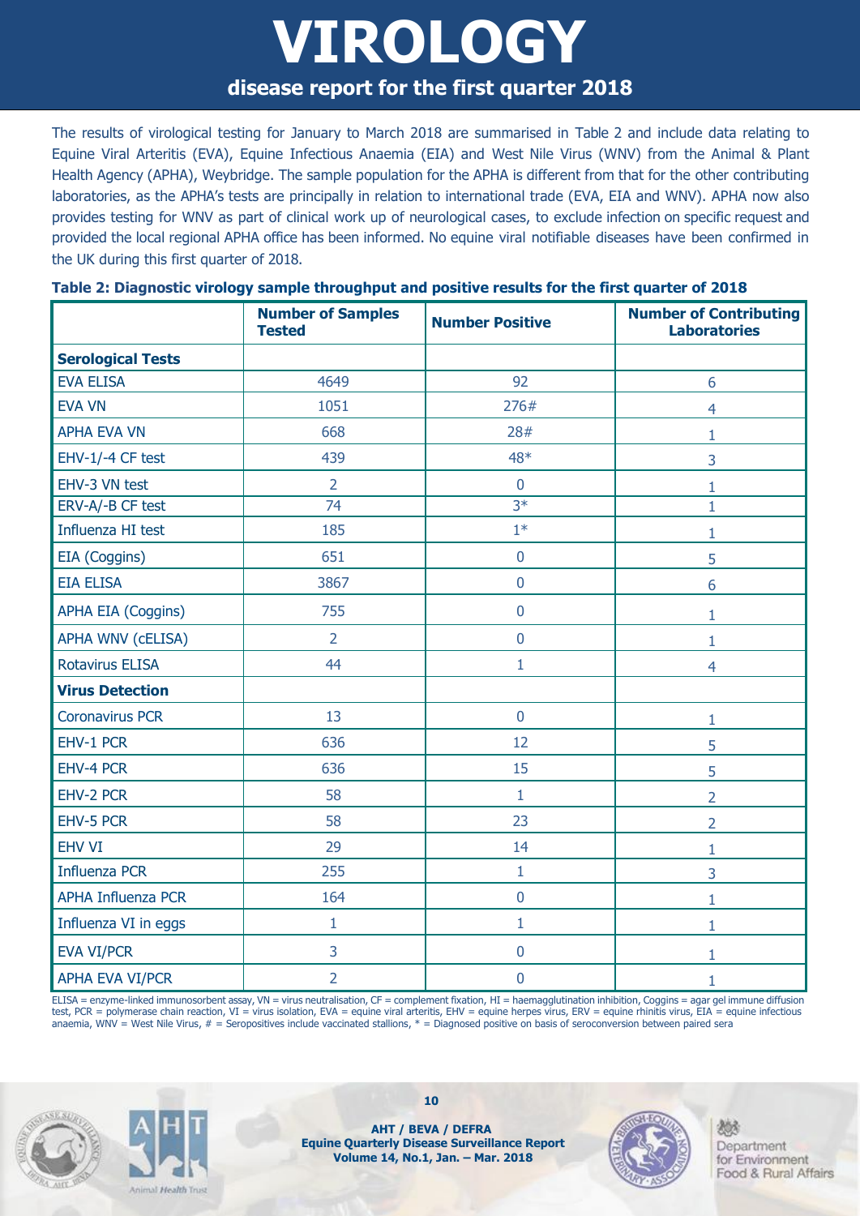# VIROLOGY

## disease report for the first quarter 2018

The results of virological testing for January to March 2018 are summarised in Table 2 and include data relating to Equine Viral Arteritis (EVA), Equine Infectious Anaemia (EIA) and West Nile Virus (WNV) from the Animal & Plant Health Agency (APHA), Weybridge. The sample population for the APHA is different from that for the other contributing laboratories, as the APHA's tests are principally in relation to international trade (EVA, EIA and WNV). APHA now also provides testing for WNV as part of clinical work up of neurological cases, to exclude infection on specific request and provided the local regional APHA office has been informed. No equine viral notifiable diseases have been confirmed in the UK during this first quarter of 2018.

**Table 2: Diagnostic virology sample throughput and positive results for the first quarter of 2018**

| | Number of Samples Tested | Number Positive | Number of Contributing Laboratories |
|---|---|---|---|
| **Serological Tests** | | | |
| EVA ELISA | 4649 | 92 | 6 |
| EVA VN | 1051 | 276# | 4 |
| APHA EVA VN | 668 | 28# | 1 |
| EHV-1/-4 CF test | 439 | 48* | 3 |
| EHV-3 VN test | 2 | 0 | 1 |
| ERV-A/-B CF test | 74 | 3* | 1 |
| Influenza HI test | 185 | 1* | 1 |
| EIA (Coggins) | 651 | 0 | 5 |
| EIA ELISA | 3867 | 0 | 6 |
| APHA EIA (Coggins) | 755 | 0 | 1 |
| APHA WNV (cELISA) | 2 | 0 | 1 |
| Rotavirus ELISA | 44 | 1 | 4 |
| **Virus Detection** | | | |
| Coronavirus PCR | 13 | 0 | 1 |
| EHV-1 PCR | 636 | 12 | 5 |
| EHV-4 PCR | 636 | 15 | 5 |
| EHV-2 PCR | 58 | 1 | 2 |
| EHV-5 PCR | 58 | 23 | 2 |
| EHV VI | 29 | 14 | 1 |
| Influenza PCR | 255 | 1 | 3 |
| APHA Influenza PCR | 164 | 0 | 1 |
| Influenza VI in eggs | 1 | 1 | 1 |
| EVA VI/PCR | 3 | 0 | 1 |
| APHA EVA VI/PCR | 2 | 0 | 1 |

ELISA = enzyme-linked immunosorbent assay, VN = virus neutralisation, CF = complement fixation, HI = haemagglutination inhibition, Coggins = agar gel immune diffusion test, PCR = polymerase chain reaction, VI = virus isolation, EVA = equine viral arteritis, EHV = equine herpes virus, ERV = equine rhinitis virus, EIA = equine infectious anaemia, WNV = West Nile Virus, # = Seropositives include vaccinated stallions, * = Diagnosed positive on basis of seroconversion between paired sera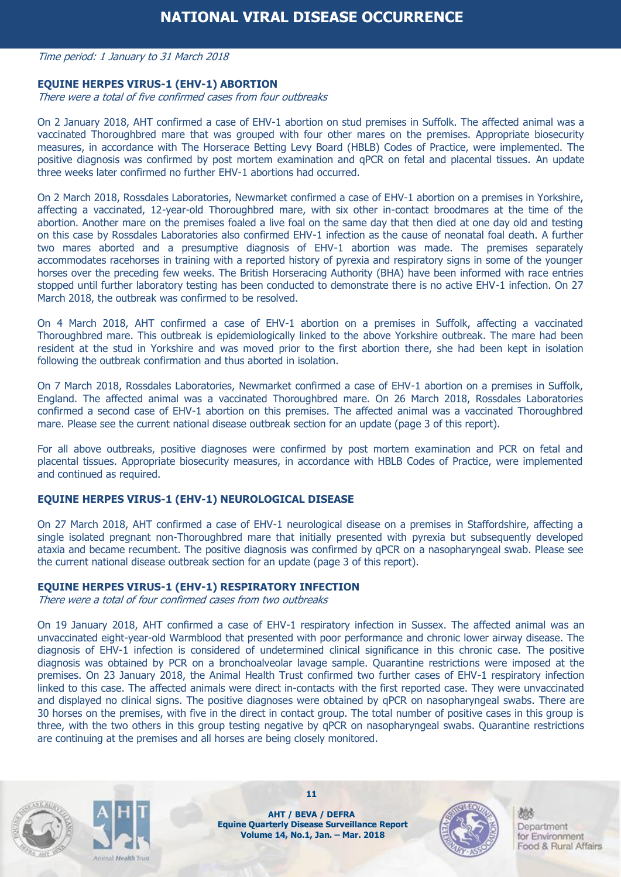# NATIONAL VIRAL DISEASE OCCURRENCE

*Time period: 1 January to 31 March 2018*

**EQUINE HERPES VIRUS-1 (EHV-1) ABORTION**

*There were a total of five confirmed cases from four outbreaks*

On 2 January 2018, AHT confirmed a case of EHV-1 abortion on stud premises in Suffolk. The affected animal was a vaccinated Thoroughbred mare that was grouped with four other mares on the premises. Appropriate biosecurity measures, in accordance with The Horserace Betting Levy Board (HBLB) Codes of Practice, were implemented. The positive diagnosis was confirmed by post mortem examination and qPCR on fetal and placental tissues. An update three weeks later confirmed no further EHV-1 abortions had occurred.

On 2 March 2018, Rossdales Laboratories, Newmarket confirmed a case of EHV-1 abortion on a premises in Yorkshire, affecting a vaccinated, 12-year-old Thoroughbred mare, with six other in-contact broodmares at the time of the abortion. Another mare on the premises foaled a live foal on the same day that then died at one day old and testing on this case by Rossdales Laboratories also confirmed EHV-1 infection as the cause of neonatal foal death. A further two mares aborted and a presumptive diagnosis of EHV-1 abortion was made. The premises separately accommodates racehorses in training with a reported history of pyrexia and respiratory signs in some of the younger horses over the preceding few weeks. The British Horseracing Authority (BHA) have been informed with race entries stopped until further laboratory testing has been conducted to demonstrate there is no active EHV-1 infection. On 27 March 2018, the outbreak was confirmed to be resolved.

On 4 March 2018, AHT confirmed a case of EHV-1 abortion on a premises in Suffolk, affecting a vaccinated Thoroughbred mare. This outbreak is epidemiologically linked to the above Yorkshire outbreak. The mare had been resident at the stud in Yorkshire and was moved prior to the first abortion there, she had been kept in isolation following the outbreak confirmation and thus aborted in isolation.

On 7 March 2018, Rossdales Laboratories, Newmarket confirmed a case of EHV-1 abortion on a premises in Suffolk, England. The affected animal was a vaccinated Thoroughbred mare. On 26 March 2018, Rossdales Laboratories confirmed a second case of EHV-1 abortion on this premises. The affected animal was a vaccinated Thoroughbred mare. Please see the current national disease outbreak section for an update (page 3 of this report).

For all above outbreaks, positive diagnoses were confirmed by post mortem examination and PCR on fetal and placental tissues. Appropriate biosecurity measures, in accordance with HBLB Codes of Practice, were implemented and continued as required.

**EQUINE HERPES VIRUS-1 (EHV-1) NEUROLOGICAL DISEASE**

On 27 March 2018, AHT confirmed a case of EHV-1 neurological disease on a premises in Staffordshire, affecting a single isolated pregnant non-Thoroughbred mare that initially presented with pyrexia but subsequently developed ataxia and became recumbent. The positive diagnosis was confirmed by qPCR on a nasopharyngeal swab. Please see the current national disease outbreak section for an update (page 3 of this report).

**EQUINE HERPES VIRUS-1 (EHV-1) RESPIRATORY INFECTION**

*There were a total of four confirmed cases from two outbreaks*

On 19 January 2018, AHT confirmed a case of EHV-1 respiratory infection in Sussex. The affected animal was an unvaccinated eight-year-old Warmblood that presented with poor performance and chronic lower airway disease. The diagnosis of EHV-1 infection is considered of undetermined clinical significance in this chronic case. The positive diagnosis was obtained by PCR on a bronchoalveolar lavage sample. Quarantine restrictions were imposed at the premises. On 23 January 2018, the Animal Health Trust confirmed two further cases of EHV-1 respiratory infection linked to this case. The affected animals were direct in-contacts with the first reported case. They were unvaccinated and displayed no clinical signs. The positive diagnoses were obtained by qPCR on nasopharyngeal swabs. There are 30 horses on the premises, with five in the direct in contact group. The total number of positive cases in this group is three, with the two others in this group testing negative by qPCR on nasopharyngeal swabs. Quarantine restrictions are continuing at the premises and all horses are being closely monitored.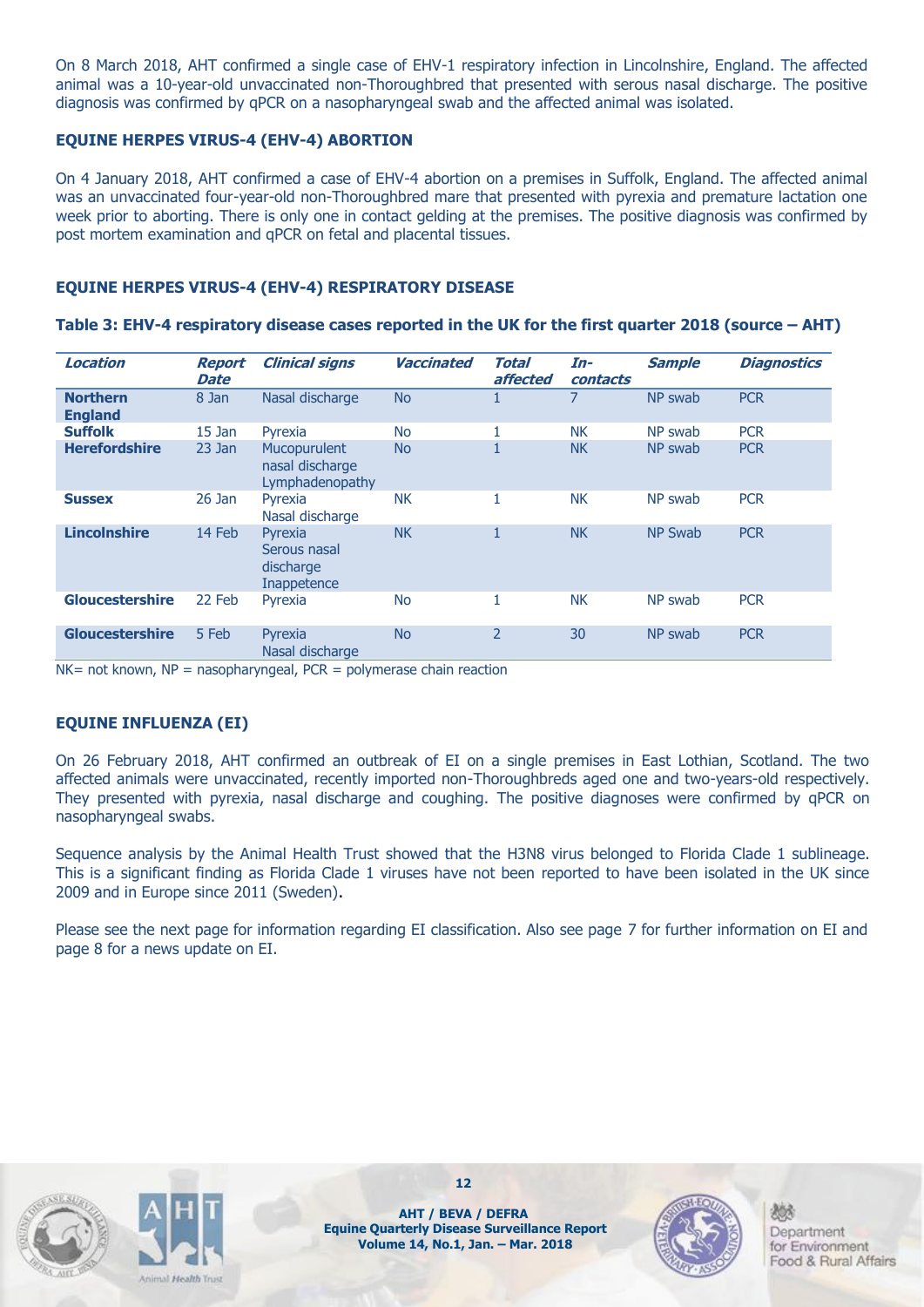On 8 March 2018, AHT confirmed a single case of EHV-1 respiratory infection in Lincolnshire, England. The affected animal was a 10-year-old unvaccinated non-Thoroughbred that presented with serous nasal discharge. The positive diagnosis was confirmed by qPCR on a nasopharyngeal swab and the affected animal was isolated.

### EQUINE HERPES VIRUS-4 (EHV-4) ABORTION

On 4 January 2018, AHT confirmed a case of EHV-4 abortion on a premises in Suffolk, England. The affected animal was an unvaccinated four-year-old non-Thoroughbred mare that presented with pyrexia and premature lactation one week prior to aborting. There is only one in contact gelding at the premises. The positive diagnosis was confirmed by post mortem examination and qPCR on fetal and placental tissues.

### EQUINE HERPES VIRUS-4 (EHV-4) RESPIRATORY DISEASE

**Table 3: EHV-4 respiratory disease cases reported in the UK for the first quarter 2018 (source – AHT)**

| *Location* | *Report Date* | *Clinical signs* | *Vaccinated* | *Total affected* | *In-contacts* | *Sample* | *Diagnostics* |
|---|---|---|---|---|---|---|---|
| **Northern England** | 8 Jan | Nasal discharge | No | 1 | 7 | NP swab | PCR |
| **Suffolk** | 15 Jan | Pyrexia | No | 1 | NK | NP swab | PCR |
| **Herefordshire** | 23 Jan | Mucopurulent nasal discharge Lymphadenopathy | No | 1 | NK | NP swab | PCR |
| **Sussex** | 26 Jan | Pyrexia Nasal discharge | NK | 1 | NK | NP swab | PCR |
| **Lincolnshire** | 14 Feb | Pyrexia Serous nasal discharge Inappetence | NK | 1 | NK | NP Swab | PCR |
| **Gloucestershire** | 22 Feb | Pyrexia | No | 1 | NK | NP swab | PCR |
| **Gloucestershire** | 5 Feb | Pyrexia Nasal discharge | No | 2 | 30 | NP swab | PCR |

NK= not known, NP = nasopharyngeal, PCR = polymerase chain reaction

### EQUINE INFLUENZA (EI)

On 26 February 2018, AHT confirmed an outbreak of EI on a single premises in East Lothian, Scotland. The two affected animals were unvaccinated, recently imported non-Thoroughbreds aged one and two-years-old respectively. They presented with pyrexia, nasal discharge and coughing. The positive diagnoses were confirmed by qPCR on nasopharyngeal swabs.

Sequence analysis by the Animal Health Trust showed that the H3N8 virus belonged to Florida Clade 1 sublineage. This is a significant finding as Florida Clade 1 viruses have not been reported to have been isolated in the UK since 2009 and in Europe since 2011 (Sweden).

Please see the next page for information regarding EI classification. Also see page 7 for further information on EI and page 8 for a news update on EI.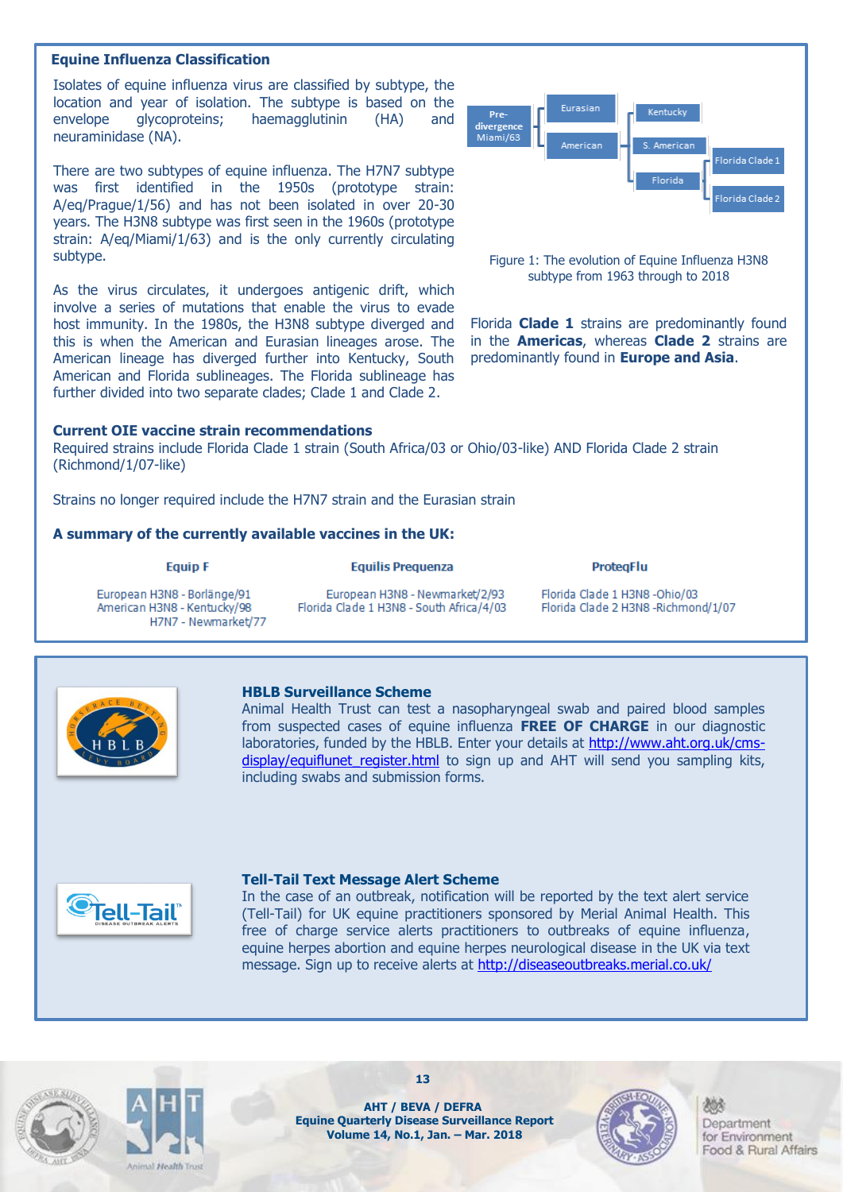## Equine Influenza Classification

Isolates of equine influenza virus are classified by subtype, the location and year of isolation. The subtype is based on the envelope glycoproteins; haemagglutinin (HA) and neuraminidase (NA).

There are two subtypes of equine influenza. The H7N7 subtype was first identified in the 1950s (prototype strain: A/eq/Prague/1/56) and has not been isolated in over 20-30 years. The H3N8 subtype was first seen in the 1960s (prototype strain: A/eq/Miami/1/63) and is the only currently circulating subtype.

As the virus circulates, it undergoes antigenic drift, which involve a series of mutations that enable the virus to evade host immunity. In the 1980s, the H3N8 subtype diverged and this is when the American and Eurasian lineages arose. The American lineage has diverged further into Kentucky, South American and Florida sublineages. The Florida sublineage has further divided into two separate clades; Clade 1 and Clade 2.

Pre-divergence Miami/63 → Eurasian; American → Kentucky; S. American; Florida → Florida Clade 1; Florida Clade 2

Figure 1: The evolution of Equine Influenza H3N8 subtype from 1963 through to 2018

Florida **Clade 1** strains are predominantly found in the **Americas**, whereas **Clade 2** strains are predominantly found in **Europe and Asia**.

### Current OIE vaccine strain recommendations

Required strains include Florida Clade 1 strain (South Africa/03 or Ohio/03-like) AND Florida Clade 2 strain (Richmond/1/07-like)

Strains no longer required include the H7N7 strain and the Eurasian strain

### A summary of the currently available vaccines in the UK:

| Equip F | Equilis Prequenza | ProteqFlu |
|---|---|---|
| European H3N8 - Borlänge/91 | European H3N8 - Newmarket/2/93 | Florida Clade 1 H3N8 -Ohio/03 |
| American H3N8 - Kentucky/98 | Florida Clade 1 H3N8 - South Africa/4/03 | Florida Clade 2 H3N8 -Richmond/1/07 |
| H7N7 - Newmarket/77 | | |

### HBLB Surveillance Scheme

Animal Health Trust can test a nasopharyngeal swab and paired blood samples from suspected cases of equine influenza **FREE OF CHARGE** in our diagnostic laboratories, funded by the HBLB. Enter your details at http://www.aht.org.uk/cms-display/equiflunet_register.html to sign up and AHT will send you sampling kits, including swabs and submission forms.

### Tell-Tail Text Message Alert Scheme

In the case of an outbreak, notification will be reported by the text alert service (Tell-Tail) for UK equine practitioners sponsored by Merial Animal Health. This free of charge service alerts practitioners to outbreaks of equine influenza, equine herpes abortion and equine herpes neurological disease in the UK via text message. Sign up to receive alerts at http://diseaseoutbreaks.merial.co.uk/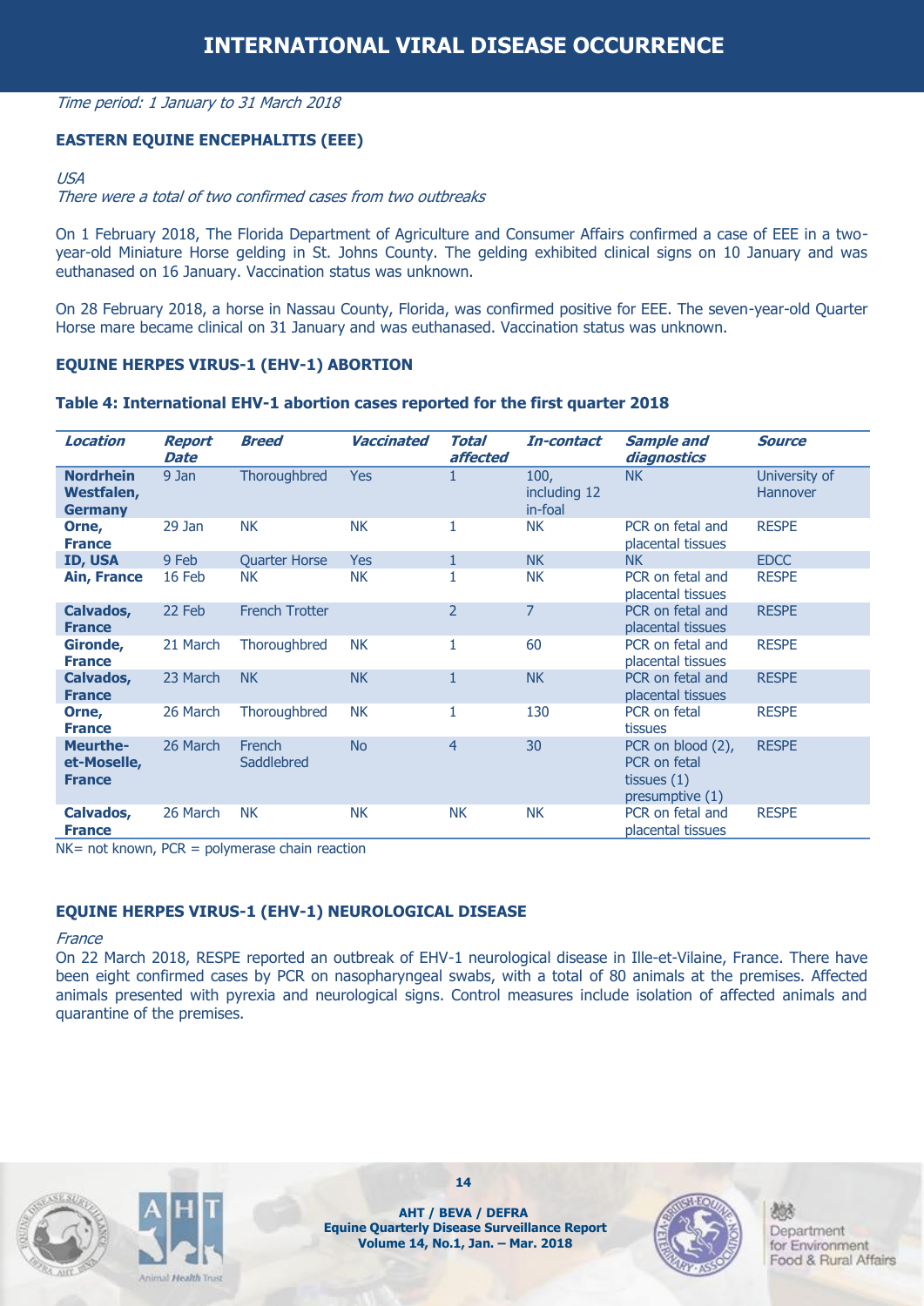# INTERNATIONAL VIRAL DISEASE OCCURRENCE

*Time period: 1 January to 31 March 2018*

## EASTERN EQUINE ENCEPHALITIS (EEE)

*USA*

*There were a total of two confirmed cases from two outbreaks*

On 1 February 2018, The Florida Department of Agriculture and Consumer Affairs confirmed a case of EEE in a two-year-old Miniature Horse gelding in St. Johns County. The gelding exhibited clinical signs on 10 January and was euthanased on 16 January. Vaccination status was unknown.

On 28 February 2018, a horse in Nassau County, Florida, was confirmed positive for EEE. The seven-year-old Quarter Horse mare became clinical on 31 January and was euthanased. Vaccination status was unknown.

## EQUINE HERPES VIRUS-1 (EHV-1) ABORTION

**Table 4: International EHV-1 abortion cases reported for the first quarter 2018**

| *Location* | *Report Date* | *Breed* | *Vaccinated* | *Total affected* | *In-contact* | *Sample and diagnostics* | *Source* |
|---|---|---|---|---|---|---|---|
| **Nordrhein Westfalen, Germany** | 9 Jan | Thoroughbred | Yes | 1 | 100, including 12 in-foal | NK | University of Hannover |
| **Orne, France** | 29 Jan | NK | NK | 1 | NK | PCR on fetal and placental tissues | RESPE |
| **ID, USA** | 9 Feb | Quarter Horse | Yes | 1 | NK | NK | EDCC |
| **Ain, France** | 16 Feb | NK | NK | 1 | NK | PCR on fetal and placental tissues | RESPE |
| **Calvados, France** | 22 Feb | French Trotter | | 2 | 7 | PCR on fetal and placental tissues | RESPE |
| **Gironde, France** | 21 March | Thoroughbred | NK | 1 | 60 | PCR on fetal and placental tissues | RESPE |
| **Calvados, France** | 23 March | NK | NK | 1 | NK | PCR on fetal and placental tissues | RESPE |
| **Orne, France** | 26 March | Thoroughbred | NK | 1 | 130 | PCR on fetal tissues | RESPE |
| **Meurthe-et-Moselle, France** | 26 March | French Saddlebred | No | 4 | 30 | PCR on blood (2), PCR on fetal tissues (1) presumptive (1) | RESPE |
| **Calvados, France** | 26 March | NK | NK | NK | NK | PCR on fetal and placental tissues | RESPE |

NK= not known, PCR = polymerase chain reaction

## EQUINE HERPES VIRUS-1 (EHV-1) NEUROLOGICAL DISEASE

*France*

On 22 March 2018, RESPE reported an outbreak of EHV-1 neurological disease in Ille-et-Vilaine, France. There have been eight confirmed cases by PCR on nasopharyngeal swabs, with a total of 80 animals at the premises. Affected animals presented with pyrexia and neurological signs. Control measures include isolation of affected animals and quarantine of the premises.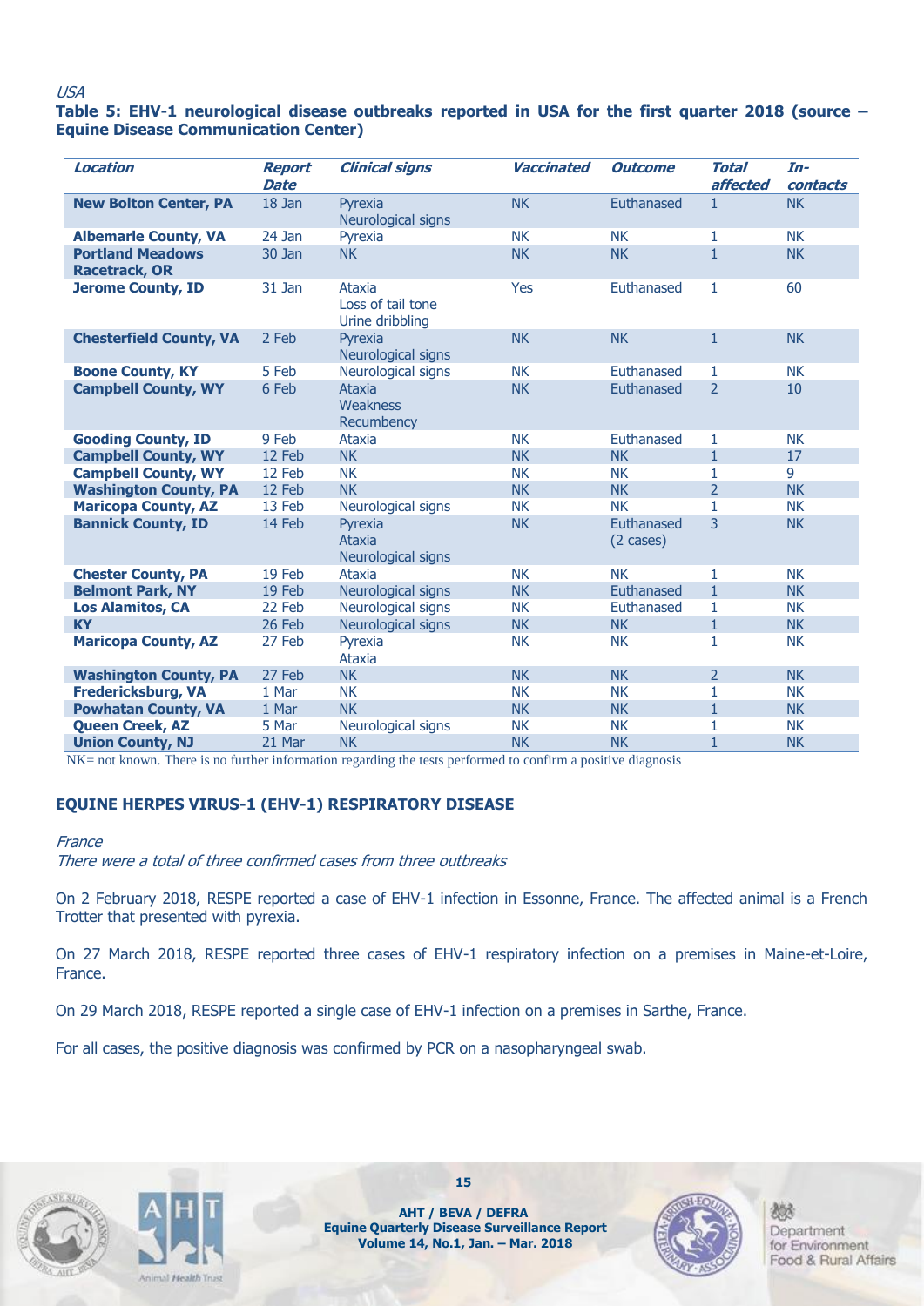*USA*

**Table 5: EHV-1 neurological disease outbreaks reported in USA for the first quarter 2018 (source – Equine Disease Communication Center)**

| *Location* | *Report Date* | *Clinical signs* | *Vaccinated* | *Outcome* | *Total affected* | *In-contacts* |
|---|---|---|---|---|---|---|
| **New Bolton Center, PA** | 18 Jan | Pyrexia<br>Neurological signs | NK | Euthanased | 1 | NK |
| **Albemarle County, VA** | 24 Jan | Pyrexia | NK | NK | 1 | NK |
| **Portland Meadows Racetrack, OR** | 30 Jan | NK | NK | NK | 1 | NK |
| **Jerome County, ID** | 31 Jan | Ataxia<br>Loss of tail tone<br>Urine dribbling | Yes | Euthanased | 1 | 60 |
| **Chesterfield County, VA** | 2 Feb | Pyrexia<br>Neurological signs | NK | NK | 1 | NK |
| **Boone County, KY** | 5 Feb | Neurological signs | NK | Euthanased | 1 | NK |
| **Campbell County, WY** | 6 Feb | Ataxia<br>Weakness<br>Recumbency | NK | Euthanased | 2 | 10 |
| **Gooding County, ID** | 9 Feb | Ataxia | NK | Euthanased | 1 | NK |
| **Campbell County, WY** | 12 Feb | NK | NK | NK | 1 | 17 |
| **Campbell County, WY** | 12 Feb | NK | NK | NK | 1 | 9 |
| **Washington County, PA** | 12 Feb | NK | NK | NK | 2 | NK |
| **Maricopa County, AZ** | 13 Feb | Neurological signs | NK | NK | 1 | NK |
| **Bannick County, ID** | 14 Feb | Pyrexia<br>Ataxia<br>Neurological signs | NK | Euthanased<br>(2 cases) | 3 | NK |
| **Chester County, PA** | 19 Feb | Ataxia | NK | NK | 1 | NK |
| **Belmont Park, NY** | 19 Feb | Neurological signs | NK | Euthanased | 1 | NK |
| **Los Alamitos, CA** | 22 Feb | Neurological signs | NK | Euthanased | 1 | NK |
| **KY** | 26 Feb | Neurological signs | NK | NK | 1 | NK |
| **Maricopa County, AZ** | 27 Feb | Pyrexia<br>Ataxia | NK | NK | 1 | NK |
| **Washington County, PA** | 27 Feb | NK | NK | NK | 2 | NK |
| **Fredericksburg, VA** | 1 Mar | NK | NK | NK | 1 | NK |
| **Powhatan County, VA** | 1 Mar | NK | NK | NK | 1 | NK |
| **Queen Creek, AZ** | 5 Mar | Neurological signs | NK | NK | 1 | NK |
| **Union County, NJ** | 21 Mar | NK | NK | NK | 1 | NK |

NK= not known. There is no further information regarding the tests performed to confirm a positive diagnosis

## EQUINE HERPES VIRUS-1 (EHV-1) RESPIRATORY DISEASE

*France*

*There were a total of three confirmed cases from three outbreaks*

On 2 February 2018, RESPE reported a case of EHV-1 infection in Essonne, France. The affected animal is a French Trotter that presented with pyrexia.

On 27 March 2018, RESPE reported three cases of EHV-1 respiratory infection on a premises in Maine-et-Loire, France.

On 29 March 2018, RESPE reported a single case of EHV-1 infection on a premises in Sarthe, France.

For all cases, the positive diagnosis was confirmed by PCR on a nasopharyngeal swab.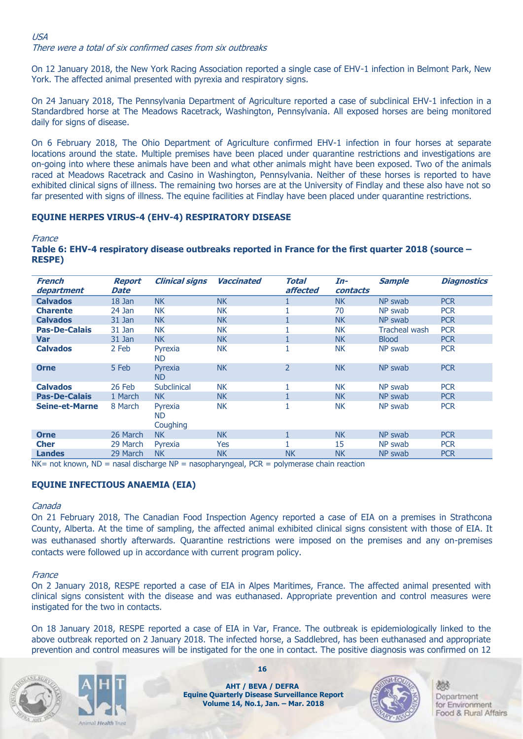*USA*

*There were a total of six confirmed cases from six outbreaks*

On 12 January 2018, the New York Racing Association reported a single case of EHV-1 infection in Belmont Park, New York. The affected animal presented with pyrexia and respiratory signs.

On 24 January 2018, The Pennsylvania Department of Agriculture reported a case of subclinical EHV-1 infection in a Standardbred horse at The Meadows Racetrack, Washington, Pennsylvania. All exposed horses are being monitored daily for signs of disease.

On 6 February 2018, The Ohio Department of Agriculture confirmed EHV-1 infection in four horses at separate locations around the state. Multiple premises have been placed under quarantine restrictions and investigations are on-going into where these animals have been and what other animals might have been exposed. Two of the animals raced at Meadows Racetrack and Casino in Washington, Pennsylvania. Neither of these horses is reported to have exhibited clinical signs of illness. The remaining two horses are at the University of Findlay and these also have not so far presented with signs of illness. The equine facilities at Findlay have been placed under quarantine restrictions.

## EQUINE HERPES VIRUS-4 (EHV-4) RESPIRATORY DISEASE

*France*

**Table 6: EHV-4 respiratory disease outbreaks reported in France for the first quarter 2018 (source – RESPE)**

| *French department* | *Report Date* | *Clinical signs* | *Vaccinated* | *Total affected* | *In-contacts* | *Sample* | *Diagnostics* |
|---|---|---|---|---|---|---|---|
| **Calvados** | 18 Jan | NK | NK | 1 | NK | NP swab | PCR |
| **Charente** | 24 Jan | NK | NK | 1 | 70 | NP swab | PCR |
| **Calvados** | 31 Jan | NK | NK | 1 | NK | NP swab | PCR |
| **Pas-De-Calais** | 31 Jan | NK | NK | 1 | NK | Tracheal wash | PCR |
| **Var** | 31 Jan | NK | NK | 1 | NK | Blood | PCR |
| **Calvados** | 2 Feb | Pyrexia ND | NK | 1 | NK | NP swab | PCR |
| **Orne** | 5 Feb | Pyrexia ND | NK | 2 | NK | NP swab | PCR |
| **Calvados** | 26 Feb | Subclinical | NK | 1 | NK | NP swab | PCR |
| **Pas-De-Calais** | 1 March | NK | NK | 1 | NK | NP swab | PCR |
| **Seine-et-Marne** | 8 March | Pyrexia ND Coughing | NK | 1 | NK | NP swab | PCR |
| **Orne** | 26 March | NK | NK | 1 | NK | NP swab | PCR |
| **Cher** | 29 March | Pyrexia | Yes | 1 | 15 | NP swab | PCR |
| **Landes** | 29 March | NK | NK | NK | NK | NP swab | PCR |

NK= not known, ND = nasal discharge NP = nasopharyngeal, PCR = polymerase chain reaction

## EQUINE INFECTIOUS ANAEMIA (EIA)

*Canada*

On 21 February 2018, The Canadian Food Inspection Agency reported a case of EIA on a premises in Strathcona County, Alberta. At the time of sampling, the affected animal exhibited clinical signs consistent with those of EIA. It was euthanased shortly afterwards. Quarantine restrictions were imposed on the premises and any on-premises contacts were followed up in accordance with current program policy.

*France*

On 2 January 2018, RESPE reported a case of EIA in Alpes Maritimes, France. The affected animal presented with clinical signs consistent with the disease and was euthanased. Appropriate prevention and control measures were instigated for the two in contacts.

On 18 January 2018, RESPE reported a case of EIA in Var, France. The outbreak is epidemiologically linked to the above outbreak reported on 2 January 2018. The infected horse, a Saddlebred, has been euthanased and appropriate prevention and control measures will be instigated for the one in contact. The positive diagnosis was confirmed on 12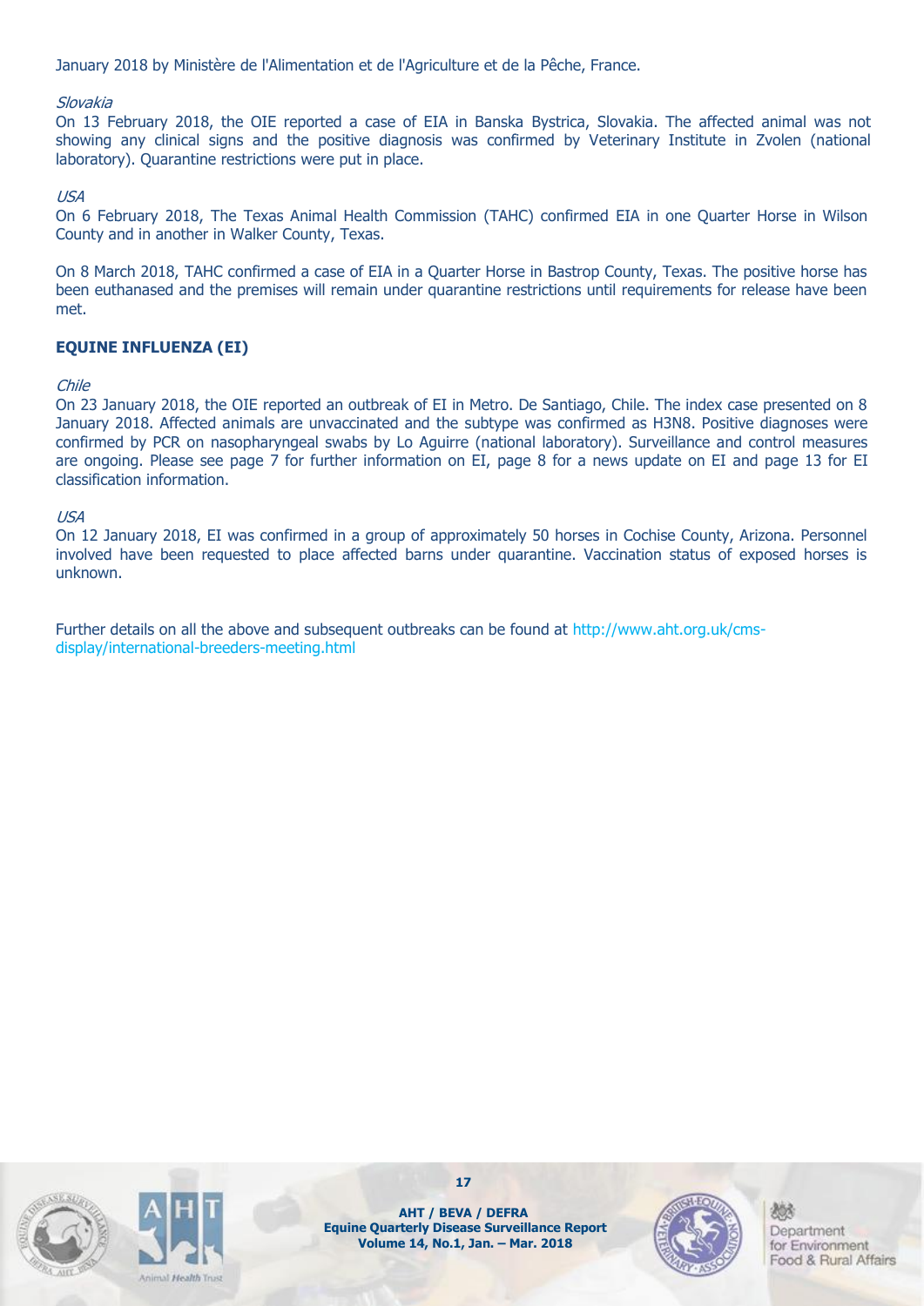January 2018 by Ministère de l'Alimentation et de l'Agriculture et de la Pêche, France.

*Slovakia*

On 13 February 2018, the OIE reported a case of EIA in Banska Bystrica, Slovakia. The affected animal was not showing any clinical signs and the positive diagnosis was confirmed by Veterinary Institute in Zvolen (national laboratory). Quarantine restrictions were put in place.

*USA*

On 6 February 2018, The Texas Animal Health Commission (TAHC) confirmed EIA in one Quarter Horse in Wilson County and in another in Walker County, Texas.

On 8 March 2018, TAHC confirmed a case of EIA in a Quarter Horse in Bastrop County, Texas. The positive horse has been euthanased and the premises will remain under quarantine restrictions until requirements for release have been met.

**EQUINE INFLUENZA (EI)**

*Chile*

On 23 January 2018, the OIE reported an outbreak of EI in Metro. De Santiago, Chile. The index case presented on 8 January 2018. Affected animals are unvaccinated and the subtype was confirmed as H3N8. Positive diagnoses were confirmed by PCR on nasopharyngeal swabs by Lo Aguirre (national laboratory). Surveillance and control measures are ongoing. Please see page 7 for further information on EI, page 8 for a news update on EI and page 13 for EI classification information.

*USA*

On 12 January 2018, EI was confirmed in a group of approximately 50 horses in Cochise County, Arizona. Personnel involved have been requested to place affected barns under quarantine. Vaccination status of exposed horses is unknown.

Further details on all the above and subsequent outbreaks can be found at http://www.aht.org.uk/cms-display/international-breeders-meeting.html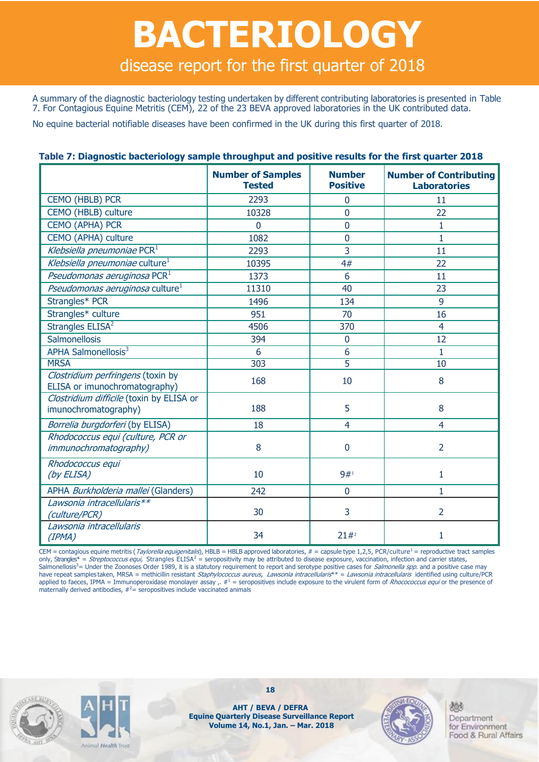# BACTERIOLOGY

## disease report for the first quarter of 2018

A summary of the diagnostic bacteriology testing undertaken by different contributing laboratories is presented in Table 7. For Contagious Equine Metritis (CEM), 22 of the 23 BEVA approved laboratories in the UK contributed data.

No equine bacterial notifiable diseases have been confirmed in the UK during this first quarter of 2018.

**Table 7: Diagnostic bacteriology sample throughput and positive results for the first quarter 2018**

| | Number of Samples Tested | Number Positive | Number of Contributing Laboratories |
|---|---|---|---|
| CEMO (HBLB) PCR | 2293 | 0 | 11 |
| CEMO (HBLB) culture | 10328 | 0 | 22 |
| CEMO (APHA) PCR | 0 | 0 | 1 |
| CEMO (APHA) culture | 1082 | 0 | 1 |
| *Klebsiella pneumoniae* PCR[1] | 2293 | 3 | 11 |
| *Klebsiella pneumoniae* culture[1] | 10395 | 4# | 22 |
| *Pseudomonas aeruginosa* PCR[1] | 1373 | 6 | 11 |
| *Pseudomonas aeruginosa* culture[1] | 11310 | 40 | 23 |
| Strangles* PCR | 1496 | 134 | 9 |
| Strangles* culture | 951 | 70 | 16 |
| Strangles ELISA[2] | 4506 | 370 | 4 |
| Salmonellosis | 394 | 0 | 12 |
| APHA Salmonellosis[3] | 6 | 6 | 1 |
| MRSA | 303 | 5 | 10 |
| *Clostridium perfringens* (toxin by ELISA or imunochromatography) | 168 | 10 | 8 |
| *Clostridium difficile* (toxin by ELISA or imunochromatography) | 188 | 5 | 8 |
| *Borrelia burgdorferi* (by ELISA) | 18 | 4 | 4 |
| *Rhodococcus equi (culture, PCR or immunochromatography)* | 8 | 0 | 2 |
| *Rhodococcus equi (by ELISA)* | 10 | 9#[1] | 1 |
| APHA *Burkholderia mallei* (Glanders) | 242 | 0 | 1 |
| *Lawsonia intracellularis** (culture/PCR)* | 30 | 3 | 2 |
| *Lawsonia intracellularis (IPMA)* | 34 | 21#[2] | 1 |

CEM = contagious equine metritis (*Taylorella equigenitalis*), HBLB = HBLB approved laboratories, # = capsule type 1,2,5, PCR/culture[1] = reproductive tract samples only, Strangles* = *Streptococcus equi*, Strangles ELISA[2] = seropositivity may be attributed to disease exposure, vaccination, infection and carrier states, Salmonellosis[3]= Under the Zoonoses Order 1989, it is a statutory requirement to report and serotype positive cases for *Salmonella spp.* and a positive case may have repeat samples taken, MRSA = methicillin resistant *Staphylococcus aureus*, *Lawsonia intracellularis*** = *Lawsonia intracellularis* identified using culture/PCR applied to faeces, IPMA = Immunoperoxidase monolayer assay ,. #[1] = seropositives include exposure to the virulent form of *Rhocococcus equi* or the presence of maternally derived antibodies, #[2]= seropositives include vaccinated animals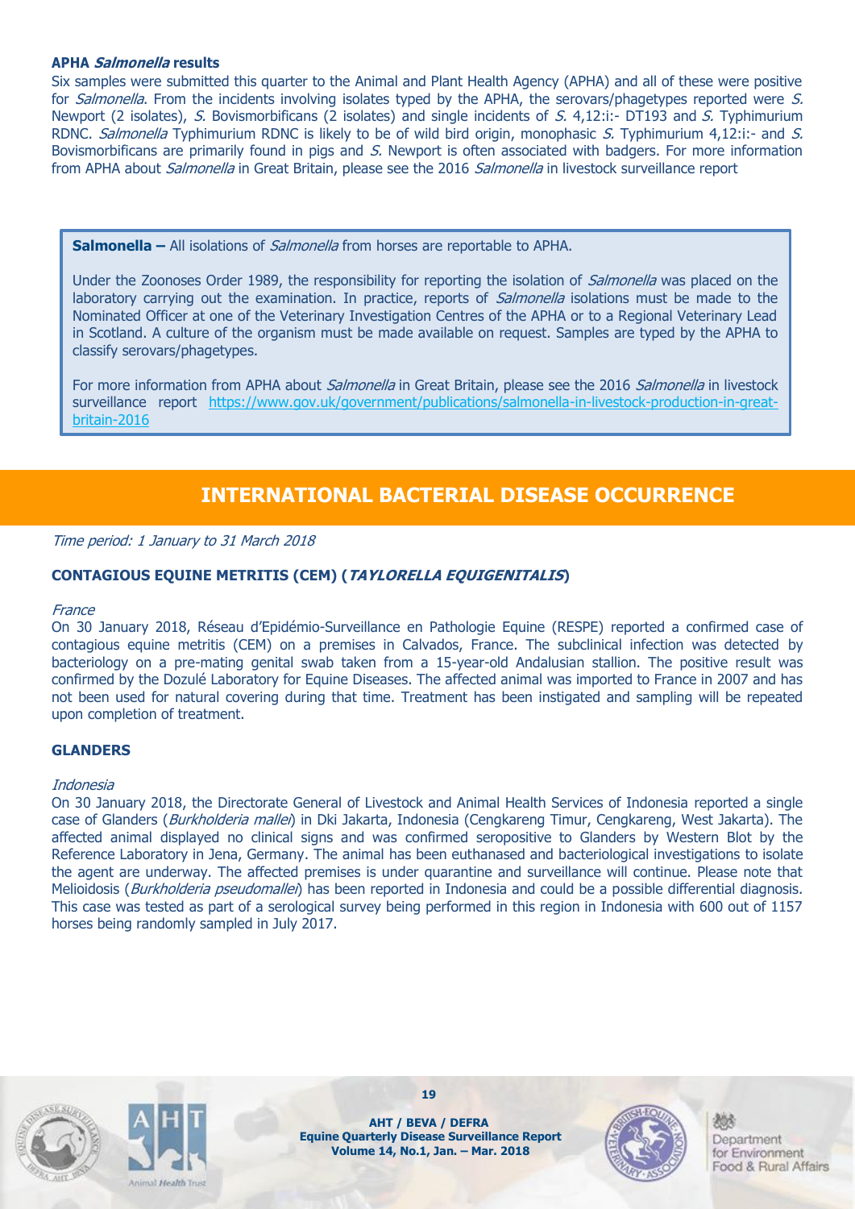### APHA *Salmonella* results

Six samples were submitted this quarter to the Animal and Plant Health Agency (APHA) and all of these were positive for *Salmonella*. From the incidents involving isolates typed by the APHA, the serovars/phagetypes reported were *S.* Newport (2 isolates), *S.* Bovismorbificans (2 isolates) and single incidents of *S.* 4,12:i:- DT193 and *S.* Typhimurium RDNC. *Salmonella* Typhimurium RDNC is likely to be of wild bird origin, monophasic *S.* Typhimurium 4,12:i:- and *S.* Bovismorbificans are primarily found in pigs and *S.* Newport is often associated with badgers. For more information from APHA about *Salmonella* in Great Britain, please see the 2016 *Salmonella* in livestock surveillance report

> **Salmonella –** All isolations of *Salmonella* from horses are reportable to APHA.
>
> Under the Zoonoses Order 1989, the responsibility for reporting the isolation of *Salmonella* was placed on the laboratory carrying out the examination. In practice, reports of *Salmonella* isolations must be made to the Nominated Officer at one of the Veterinary Investigation Centres of the APHA or to a Regional Veterinary Lead in Scotland. A culture of the organism must be made available on request. Samples are typed by the APHA to classify serovars/phagetypes.
>
> For more information from APHA about *Salmonella* in Great Britain, please see the 2016 *Salmonella* in livestock surveillance report https://www.gov.uk/government/publications/salmonella-in-livestock-production-in-great-britain-2016

## INTERNATIONAL BACTERIAL DISEASE OCCURRENCE

*Time period: 1 January to 31 March 2018*

### CONTAGIOUS EQUINE METRITIS (CEM) (*TAYLORELLA EQUIGENITALIS*)

*France*

On 30 January 2018, Réseau d'Epidémio-Surveillance en Pathologie Equine (RESPE) reported a confirmed case of contagious equine metritis (CEM) on a premises in Calvados, France. The subclinical infection was detected by bacteriology on a pre-mating genital swab taken from a 15-year-old Andalusian stallion. The positive result was confirmed by the Dozulé Laboratory for Equine Diseases. The affected animal was imported to France in 2007 and has not been used for natural covering during that time. Treatment has been instigated and sampling will be repeated upon completion of treatment.

### GLANDERS

*Indonesia*

On 30 January 2018, the Directorate General of Livestock and Animal Health Services of Indonesia reported a single case of Glanders (*Burkholderia mallei*) in Dki Jakarta, Indonesia (Cengkareng Timur, Cengkareng, West Jakarta). The affected animal displayed no clinical signs and was confirmed seropositive to Glanders by Western Blot by the Reference Laboratory in Jena, Germany. The animal has been euthanased and bacteriological investigations to isolate the agent are underway. The affected premises is under quarantine and surveillance will continue. Please note that Melioidosis (*Burkholderia pseudomallei*) has been reported in Indonesia and could be a possible differential diagnosis. This case was tested as part of a serological survey being performed in this region in Indonesia with 600 out of 1157 horses being randomly sampled in July 2017.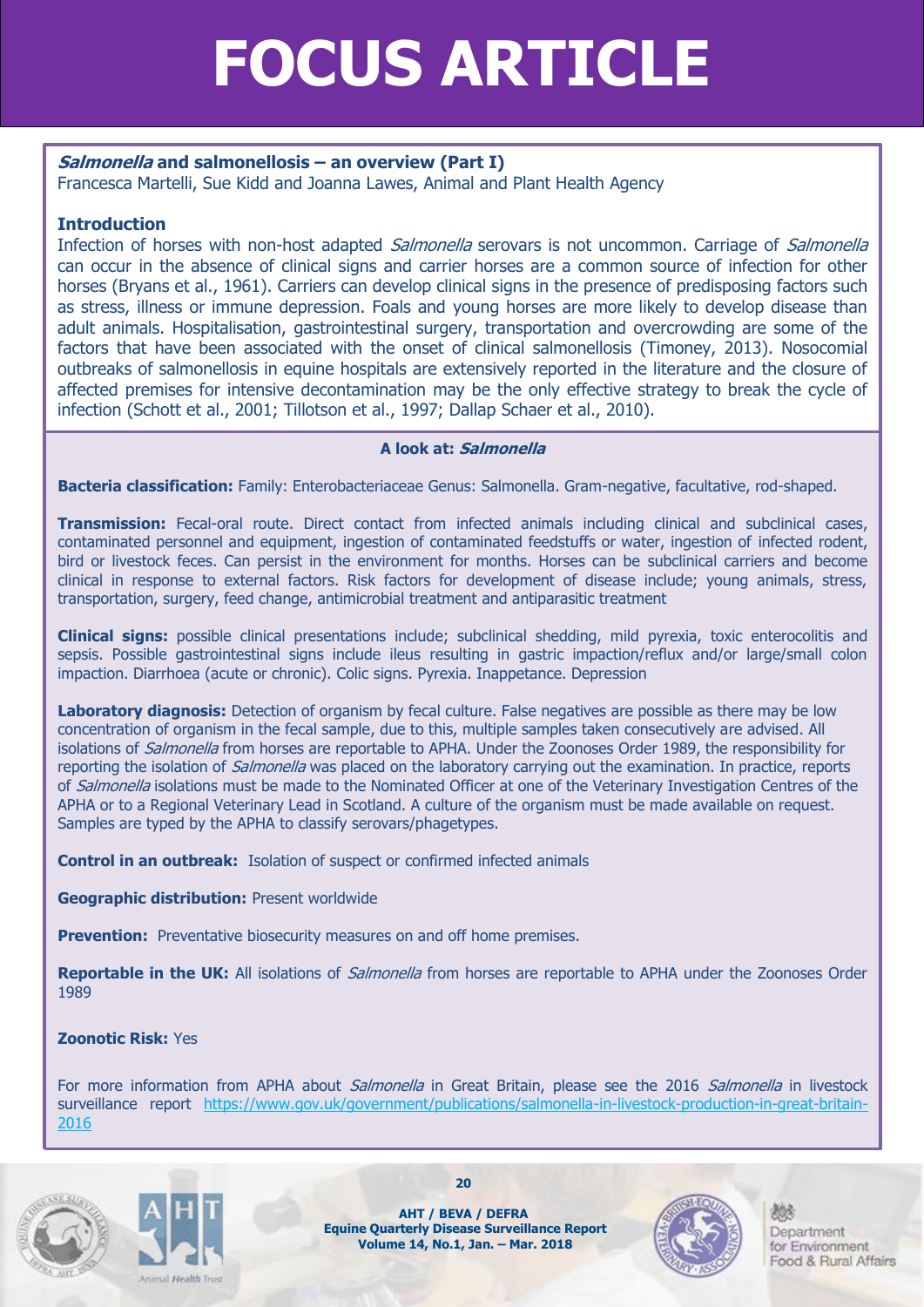# FOCUS ARTICLE

## *Salmonella* and salmonellosis – an overview (Part I)

Francesca Martelli, Sue Kidd and Joanna Lawes, Animal and Plant Health Agency

### Introduction

Infection of horses with non-host adapted *Salmonella* serovars is not uncommon. Carriage of *Salmonella* can occur in the absence of clinical signs and carrier horses are a common source of infection for other horses (Bryans et al., 1961). Carriers can develop clinical signs in the presence of predisposing factors such as stress, illness or immune depression. Foals and young horses are more likely to develop disease than adult animals. Hospitalisation, gastrointestinal surgery, transportation and overcrowding are some of the factors that have been associated with the onset of clinical salmonellosis (Timoney, 2013). Nosocomial outbreaks of salmonellosis in equine hospitals are extensively reported in the literature and the closure of affected premises for intensive decontamination may be the only effective strategy to break the cycle of infection (Schott et al., 2001; Tillotson et al., 1997; Dallap Schaer et al., 2010).

### A look at: *Salmonella*

**Bacteria classification:** Family: Enterobacteriaceae Genus: Salmonella. Gram-negative, facultative, rod-shaped.

**Transmission:** Fecal-oral route. Direct contact from infected animals including clinical and subclinical cases, contaminated personnel and equipment, ingestion of contaminated feedstuffs or water, ingestion of infected rodent, bird or livestock feces. Can persist in the environment for months. Horses can be subclinical carriers and become clinical in response to external factors. Risk factors for development of disease include; young animals, stress, transportation, surgery, feed change, antimicrobial treatment and antiparasitic treatment

**Clinical signs:** possible clinical presentations include; subclinical shedding, mild pyrexia, toxic enterocolitis and sepsis. Possible gastrointestinal signs include ileus resulting in gastric impaction/reflux and/or large/small colon impaction. Diarrhoea (acute or chronic). Colic signs. Pyrexia. Inappetance. Depression

**Laboratory diagnosis:** Detection of organism by fecal culture. False negatives are possible as there may be low concentration of organism in the fecal sample, due to this, multiple samples taken consecutively are advised. All isolations of *Salmonella* from horses are reportable to APHA. Under the Zoonoses Order 1989, the responsibility for reporting the isolation of *Salmonella* was placed on the laboratory carrying out the examination. In practice, reports of *Salmonella* isolations must be made to the Nominated Officer at one of the Veterinary Investigation Centres of the APHA or to a Regional Veterinary Lead in Scotland. A culture of the organism must be made available on request. Samples are typed by the APHA to classify serovars/phagetypes.

**Control in an outbreak:** Isolation of suspect or confirmed infected animals

**Geographic distribution:** Present worldwide

**Prevention:** Preventative biosecurity measures on and off home premises.

**Reportable in the UK:** All isolations of *Salmonella* from horses are reportable to APHA under the Zoonoses Order 1989

**Zoonotic Risk:** Yes

For more information from APHA about *Salmonella* in Great Britain, please see the 2016 *Salmonella* in livestock surveillance report https://www.gov.uk/government/publications/salmonella-in-livestock-production-in-great-britain-2016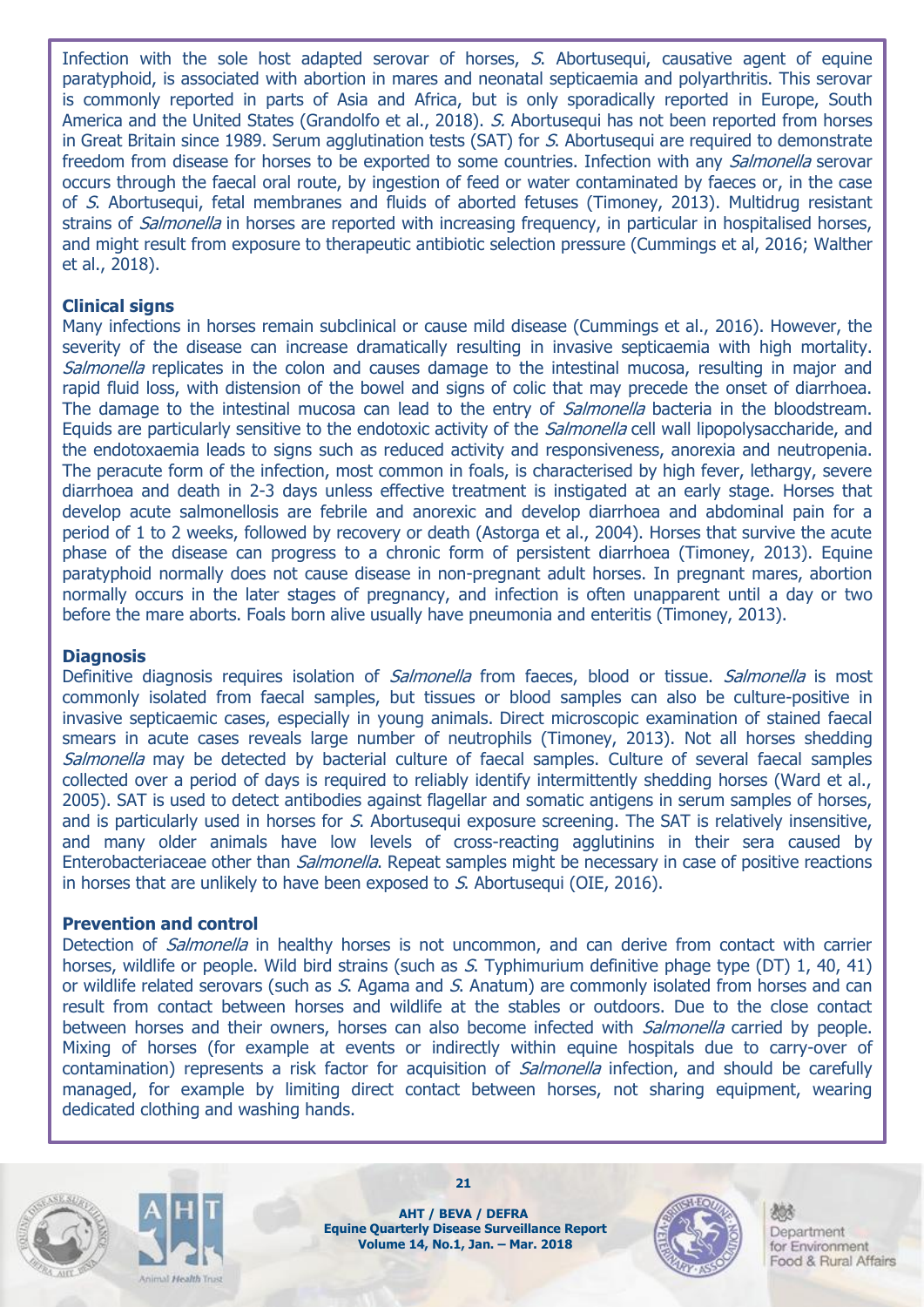Infection with the sole host adapted serovar of horses, *S.* Abortusequi, causative agent of equine paratyphoid, is associated with abortion in mares and neonatal septicaemia and polyarthritis. This serovar is commonly reported in parts of Asia and Africa, but is only sporadically reported in Europe, South America and the United States (Grandolfo et al., 2018). *S.* Abortusequi has not been reported from horses in Great Britain since 1989. Serum agglutination tests (SAT) for *S.* Abortusequi are required to demonstrate freedom from disease for horses to be exported to some countries. Infection with any *Salmonella* serovar occurs through the faecal oral route, by ingestion of feed or water contaminated by faeces or, in the case of *S.* Abortusequi, fetal membranes and fluids of aborted fetuses (Timoney, 2013). Multidrug resistant strains of *Salmonella* in horses are reported with increasing frequency, in particular in hospitalised horses, and might result from exposure to therapeutic antibiotic selection pressure (Cummings et al, 2016; Walther et al., 2018).

**Clinical signs**

Many infections in horses remain subclinical or cause mild disease (Cummings et al., 2016). However, the severity of the disease can increase dramatically resulting in invasive septicaemia with high mortality. *Salmonella* replicates in the colon and causes damage to the intestinal mucosa, resulting in major and rapid fluid loss, with distension of the bowel and signs of colic that may precede the onset of diarrhoea. The damage to the intestinal mucosa can lead to the entry of *Salmonella* bacteria in the bloodstream. Equids are particularly sensitive to the endotoxic activity of the *Salmonella* cell wall lipopolysaccharide, and the endotoxaemia leads to signs such as reduced activity and responsiveness, anorexia and neutropenia. The peracute form of the infection, most common in foals, is characterised by high fever, lethargy, severe diarrhoea and death in 2-3 days unless effective treatment is instigated at an early stage. Horses that develop acute salmonellosis are febrile and anorexic and develop diarrhoea and abdominal pain for a period of 1 to 2 weeks, followed by recovery or death (Astorga et al., 2004). Horses that survive the acute phase of the disease can progress to a chronic form of persistent diarrhoea (Timoney, 2013). Equine paratyphoid normally does not cause disease in non-pregnant adult horses. In pregnant mares, abortion normally occurs in the later stages of pregnancy, and infection is often unapparent until a day or two before the mare aborts. Foals born alive usually have pneumonia and enteritis (Timoney, 2013).

**Diagnosis**

Definitive diagnosis requires isolation of *Salmonella* from faeces, blood or tissue. *Salmonella* is most commonly isolated from faecal samples, but tissues or blood samples can also be culture-positive in invasive septicaemic cases, especially in young animals. Direct microscopic examination of stained faecal smears in acute cases reveals large number of neutrophils (Timoney, 2013). Not all horses shedding *Salmonella* may be detected by bacterial culture of faecal samples. Culture of several faecal samples collected over a period of days is required to reliably identify intermittently shedding horses (Ward et al., 2005). SAT is used to detect antibodies against flagellar and somatic antigens in serum samples of horses, and is particularly used in horses for *S.* Abortusequi exposure screening. The SAT is relatively insensitive, and many older animals have low levels of cross-reacting agglutinins in their sera caused by Enterobacteriaceae other than *Salmonella*. Repeat samples might be necessary in case of positive reactions in horses that are unlikely to have been exposed to *S.* Abortusequi (OIE, 2016).

**Prevention and control**

Detection of *Salmonella* in healthy horses is not uncommon, and can derive from contact with carrier horses, wildlife or people. Wild bird strains (such as *S.* Typhimurium definitive phage type (DT) 1, 40, 41) or wildlife related serovars (such as *S.* Agama and *S.* Anatum) are commonly isolated from horses and can result from contact between horses and wildlife at the stables or outdoors. Due to the close contact between horses and their owners, horses can also become infected with *Salmonella* carried by people. Mixing of horses (for example at events or indirectly within equine hospitals due to carry-over of contamination) represents a risk factor for acquisition of *Salmonella* infection, and should be carefully managed, for example by limiting direct contact between horses, not sharing equipment, wearing dedicated clothing and washing hands.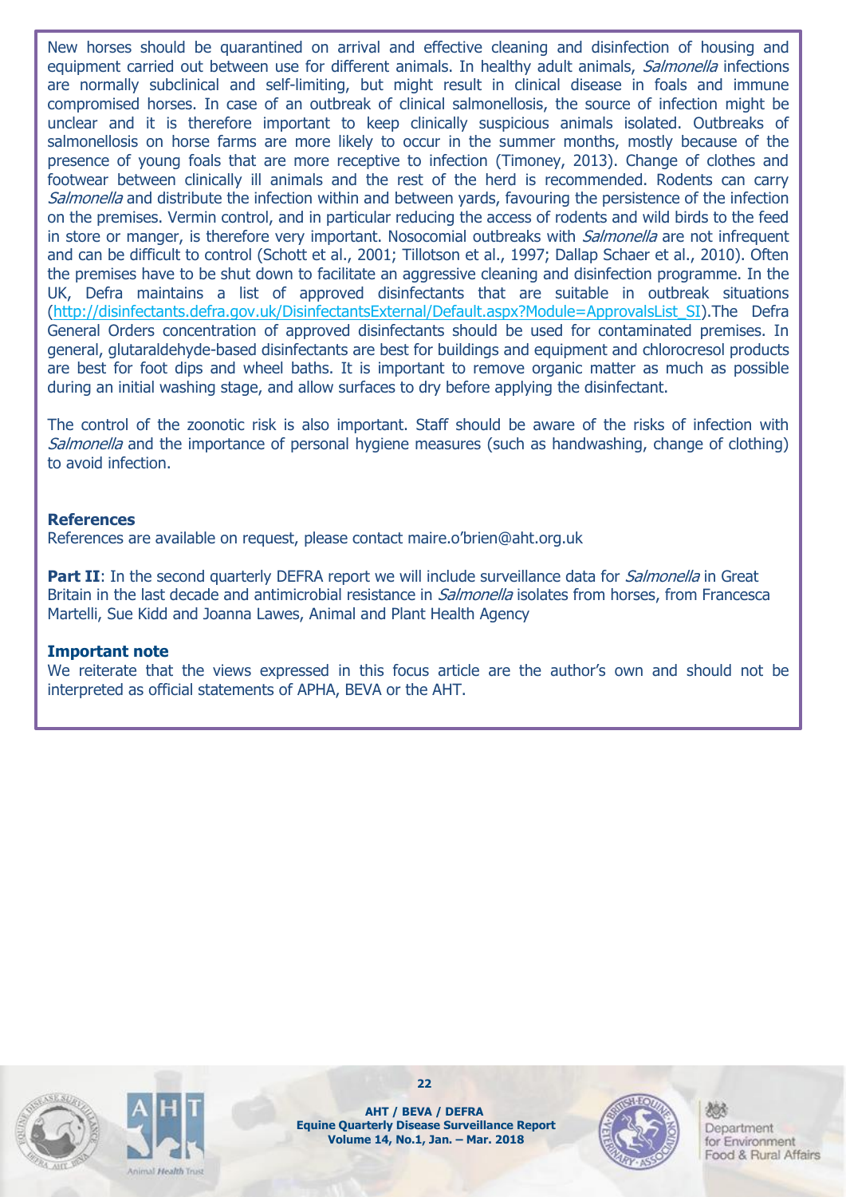New horses should be quarantined on arrival and effective cleaning and disinfection of housing and equipment carried out between use for different animals. In healthy adult animals, *Salmonella* infections are normally subclinical and self-limiting, but might result in clinical disease in foals and immune compromised horses. In case of an outbreak of clinical salmonellosis, the source of infection might be unclear and it is therefore important to keep clinically suspicious animals isolated. Outbreaks of salmonellosis on horse farms are more likely to occur in the summer months, mostly because of the presence of young foals that are more receptive to infection (Timoney, 2013). Change of clothes and footwear between clinically ill animals and the rest of the herd is recommended. Rodents can carry *Salmonella* and distribute the infection within and between yards, favouring the persistence of the infection on the premises. Vermin control, and in particular reducing the access of rodents and wild birds to the feed in store or manger, is therefore very important. Nosocomial outbreaks with *Salmonella* are not infrequent and can be difficult to control (Schott et al., 2001; Tillotson et al., 1997; Dallap Schaer et al., 2010). Often the premises have to be shut down to facilitate an aggressive cleaning and disinfection programme. In the UK, Defra maintains a list of approved disinfectants that are suitable in outbreak situations (http://disinfectants.defra.gov.uk/DisinfectantsExternal/Default.aspx?Module=ApprovalsList_SI).The Defra General Orders concentration of approved disinfectants should be used for contaminated premises. In general, glutaraldehyde-based disinfectants are best for buildings and equipment and chlorocresol products are best for foot dips and wheel baths. It is important to remove organic matter as much as possible during an initial washing stage, and allow surfaces to dry before applying the disinfectant.

The control of the zoonotic risk is also important. Staff should be aware of the risks of infection with *Salmonella* and the importance of personal hygiene measures (such as handwashing, change of clothing) to avoid infection.

**References**

References are available on request, please contact maire.o'brien@aht.org.uk

**Part II**: In the second quarterly DEFRA report we will include surveillance data for *Salmonella* in Great Britain in the last decade and antimicrobial resistance in *Salmonella* isolates from horses, from Francesca Martelli, Sue Kidd and Joanna Lawes, Animal and Plant Health Agency

**Important note**

We reiterate that the views expressed in this focus article are the author's own and should not be interpreted as official statements of APHA, BEVA or the AHT.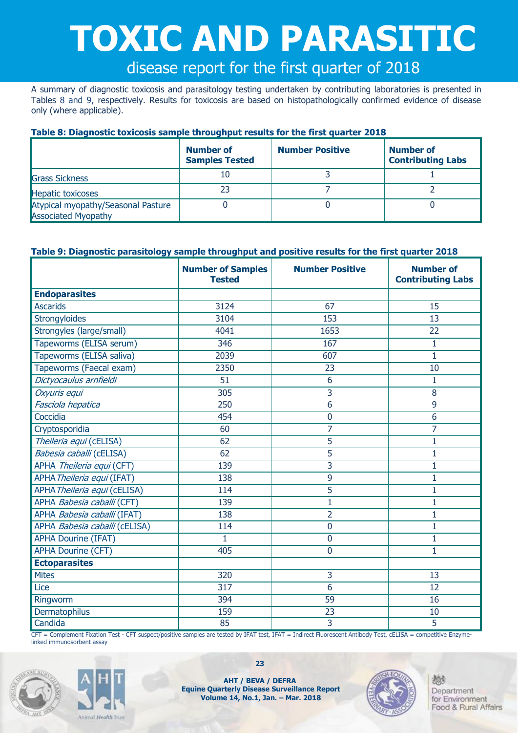# TOXIC AND PARASITIC

## disease report for the first quarter of 2018

A summary of diagnostic toxicosis and parasitology testing undertaken by contributing laboratories is presented in Tables 8 and 9, respectively. Results for toxicosis are based on histopathologically confirmed evidence of disease only (where applicable).

**Table 8: Diagnostic toxicosis sample throughput results for the first quarter 2018**

| | Number of Samples Tested | Number Positive | Number of Contributing Labs |
|---|---|---|---|
| Grass Sickness | 10 | 3 | 1 |
| Hepatic toxicoses | 23 | 7 | 2 |
| Atypical myopathy/Seasonal Pasture Associated Myopathy | 0 | 0 | 0 |

**Table 9: Diagnostic parasitology sample throughput and positive results for the first quarter 2018**

| | Number of Samples Tested | Number Positive | Number of Contributing Labs |
|---|---|---|---|
| **Endoparasites** | | | |
| Ascarids | 3124 | 67 | 15 |
| Strongyloides | 3104 | 153 | 13 |
| Strongyles (large/small) | 4041 | 1653 | 22 |
| Tapeworms (ELISA serum) | 346 | 167 | 1 |
| Tapeworms (ELISA saliva) | 2039 | 607 | 1 |
| Tapeworms (Faecal exam) | 2350 | 23 | 10 |
| *Dictyocaulus arnfieldi* | 51 | 6 | 1 |
| *Oxyuris equi* | 305 | 3 | 8 |
| *Fasciola hepatica* | 250 | 6 | 9 |
| Coccidia | 454 | 0 | 6 |
| Cryptosporidia | 60 | 7 | 7 |
| *Theileria equi* (cELISA) | 62 | 5 | 1 |
| *Babesia caballi* (cELISA) | 62 | 5 | 1 |
| APHA *Theileria equi* (CFT) | 139 | 3 | 1 |
| APHA *Theileria equi* (IFAT) | 138 | 9 | 1 |
| APHA *Theileria equi* (cELISA) | 114 | 5 | 1 |
| APHA *Babesia caballi* (CFT) | 139 | 1 | 1 |
| APHA *Babesia caballi* (IFAT) | 138 | 2 | 1 |
| APHA *Babesia caballi* (cELISA) | 114 | 0 | 1 |
| APHA Dourine (IFAT) | 1 | 0 | 1 |
| APHA Dourine (CFT) | 405 | 0 | 1 |
| **Ectoparasites** | | | |
| Mites | 320 | 3 | 13 |
| Lice | 317 | 6 | 12 |
| Ringworm | 394 | 59 | 16 |
| Dermatophilus | 159 | 23 | 10 |
| Candida | 85 | 3 | 5 |

CFT = Complement Fixation Test - CFT suspect/positive samples are tested by IFAT test, IFAT = Indirect Fluorescent Antibody Test, cELISA = competitive Enzyme-linked immunosorbent assay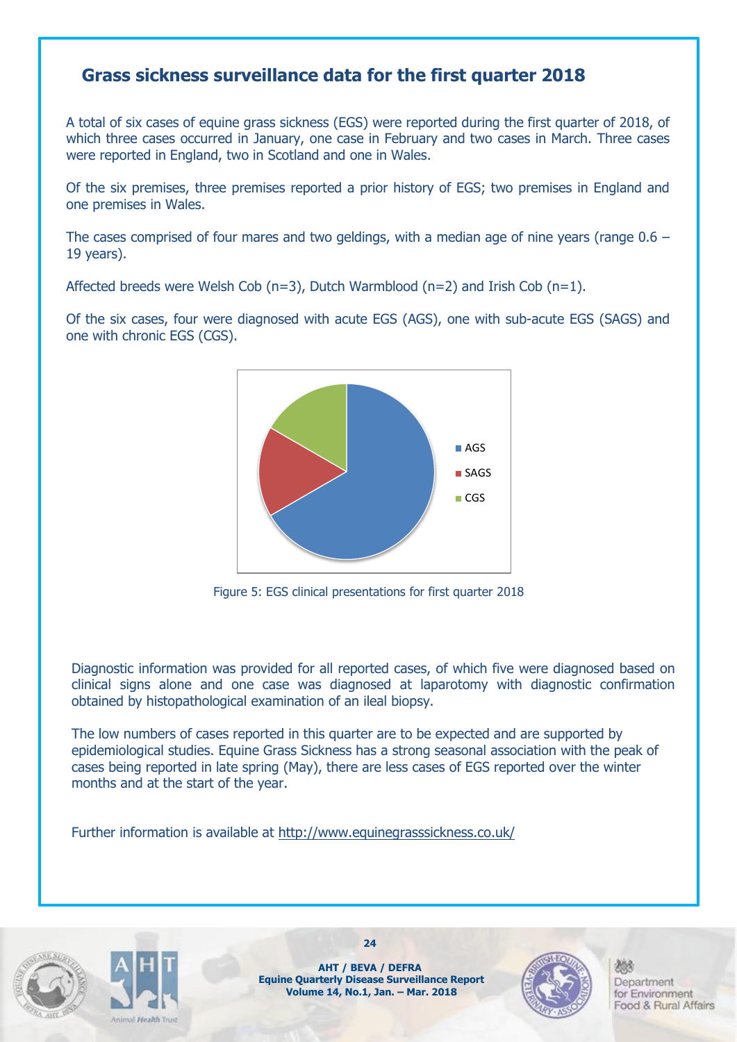## Grass sickness surveillance data for the first quarter 2018

A total of six cases of equine grass sickness (EGS) were reported during the first quarter of 2018, of which three cases occurred in January, one case in February and two cases in March. Three cases were reported in England, two in Scotland and one in Wales.

Of the six premises, three premises reported a prior history of EGS; two premises in England and one premises in Wales.

The cases comprised of four mares and two geldings, with a median age of nine years (range 0.6 – 19 years).

Affected breeds were Welsh Cob (n=3), Dutch Warmblood (n=2) and Irish Cob (n=1).

Of the six cases, four were diagnosed with acute EGS (AGS), one with sub-acute EGS (SAGS) and one with chronic EGS (CGS).

AGS
SAGS
CGS

Figure 5: EGS clinical presentations for first quarter 2018

Diagnostic information was provided for all reported cases, of which five were diagnosed based on clinical signs alone and one case was diagnosed at laparotomy with diagnostic confirmation obtained by histopathological examination of an ileal biopsy.

The low numbers of cases reported in this quarter are to be expected and are supported by epidemiological studies. Equine Grass Sickness has a strong seasonal association with the peak of cases being reported in late spring (May), there are less cases of EGS reported over the winter months and at the start of the year.

Further information is available at http://www.equinegrasssickness.co.uk/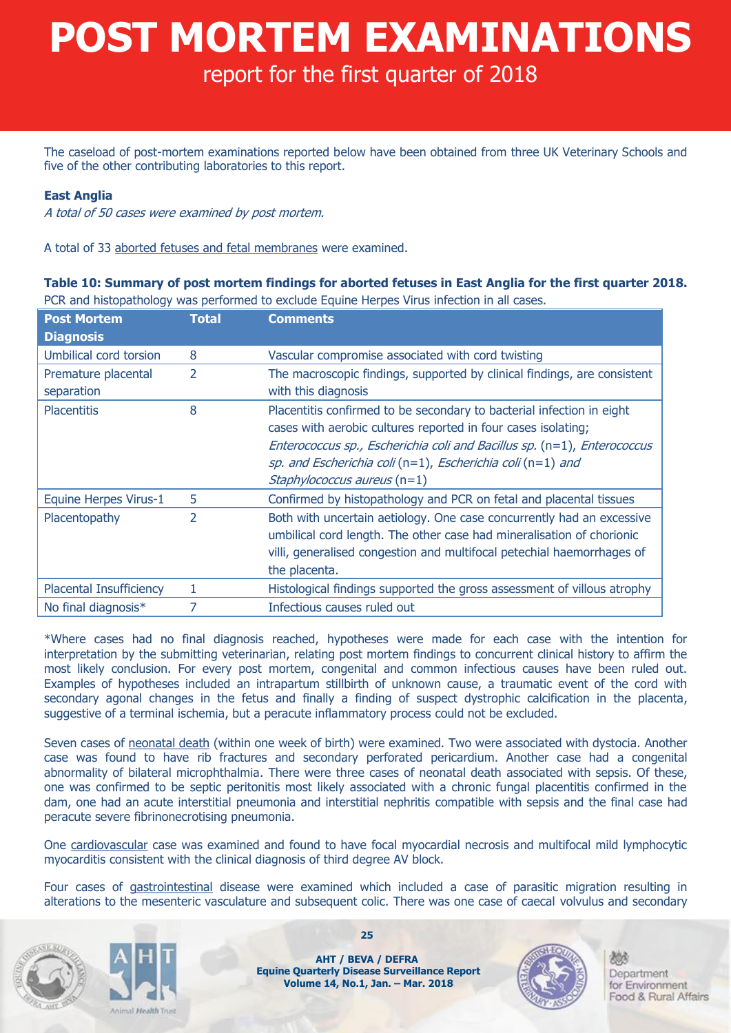# POST MORTEM EXAMINATIONS

## report for the first quarter of 2018

The caseload of post-mortem examinations reported below have been obtained from three UK Veterinary Schools and five of the other contributing laboratories to this report.

### East Anglia

*A total of 50 cases were examined by post mortem.*

A total of 33 aborted fetuses and fetal membranes were examined.

**Table 10: Summary of post mortem findings for aborted fetuses in East Anglia for the first quarter 2018.** PCR and histopathology was performed to exclude Equine Herpes Virus infection in all cases.

| Post Mortem Diagnosis | Total | Comments |
|---|---|---|
| Umbilical cord torsion | 8 | Vascular compromise associated with cord twisting |
| Premature placental separation | 2 | The macroscopic findings, supported by clinical findings, are consistent with this diagnosis |
| Placentitis | 8 | Placentitis confirmed to be secondary to bacterial infection in eight cases with aerobic cultures reported in four cases isolating; *Enterococcus sp., Escherichia coli and Bacillus sp.* (n=1), *Enterococcus sp. and Escherichia coli* (n=1), *Escherichia coli* (n=1) *and Staphylococcus aureus* (n=1) |
| Equine Herpes Virus-1 | 5 | Confirmed by histopathology and PCR on fetal and placental tissues |
| Placentopathy | 2 | Both with uncertain aetiology. One case concurrently had an excessive umbilical cord length. The other case had mineralisation of chorionic villi, generalised congestion and multifocal petechial haemorrhages of the placenta. |
| Placental Insufficiency | 1 | Histological findings supported the gross assessment of villous atrophy |
| No final diagnosis* | 7 | Infectious causes ruled out |

*Where cases had no final diagnosis reached, hypotheses were made for each case with the intention for interpretation by the submitting veterinarian, relating post mortem findings to concurrent clinical history to affirm the most likely conclusion. For every post mortem, congenital and common infectious causes have been ruled out. Examples of hypotheses included an intrapartum stillbirth of unknown cause, a traumatic event of the cord with secondary agonal changes in the fetus and finally a finding of suspect dystrophic calcification in the placenta, suggestive of a terminal ischemia, but a peracute inflammatory process could not be excluded.

Seven cases of neonatal death (within one week of birth) were examined. Two were associated with dystocia. Another case was found to have rib fractures and secondary perforated pericardium. Another case had a congenital abnormality of bilateral microphthalmia. There were three cases of neonatal death associated with sepsis. Of these, one was confirmed to be septic peritonitis most likely associated with a chronic fungal placentitis confirmed in the dam, one had an acute interstitial pneumonia and interstitial nephritis compatible with sepsis and the final case had peracute severe fibrinonecrotising pneumonia.

One cardiovascular case was examined and found to have focal myocardial necrosis and multifocal mild lymphocytic myocarditis consistent with the clinical diagnosis of third degree AV block.

Four cases of gastrointestinal disease were examined which included a case of parasitic migration resulting in alterations to the mesenteric vasculature and subsequent colic. There was one case of caecal volvulus and secondary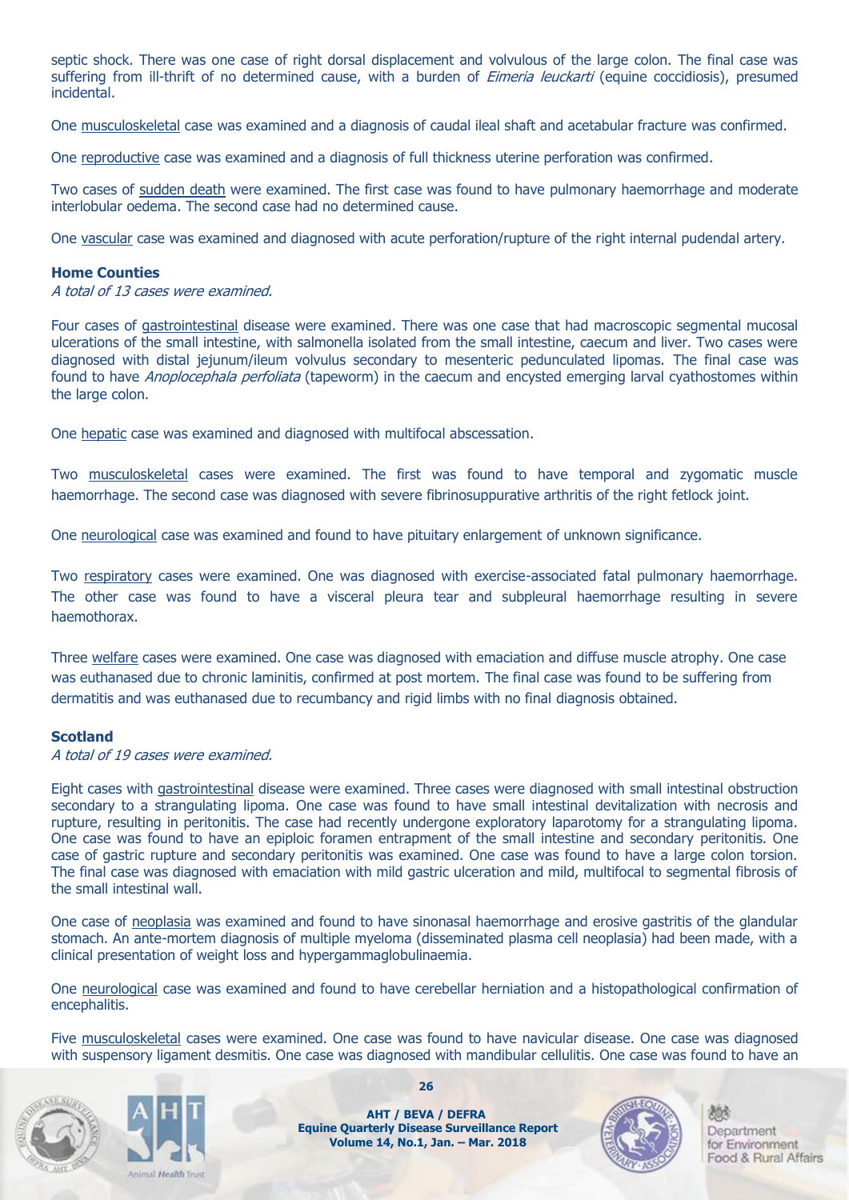septic shock. There was one case of right dorsal displacement and volvulous of the large colon. The final case was suffering from ill-thrift of no determined cause, with a burden of *Eimeria leuckarti* (equine coccidiosis), presumed incidental.

One musculoskeletal case was examined and a diagnosis of caudal ileal shaft and acetabular fracture was confirmed.

One reproductive case was examined and a diagnosis of full thickness uterine perforation was confirmed.

Two cases of sudden death were examined. The first case was found to have pulmonary haemorrhage and moderate interlobular oedema. The second case had no determined cause.

One vascular case was examined and diagnosed with acute perforation/rupture of the right internal pudendal artery.

**Home Counties**

*A total of 13 cases were examined.*

Four cases of gastrointestinal disease were examined. There was one case that had macroscopic segmental mucosal ulcerations of the small intestine, with salmonella isolated from the small intestine, caecum and liver. Two cases were diagnosed with distal jejunum/ileum volvulus secondary to mesenteric pedunculated lipomas. The final case was found to have *Anoplocephala perfoliata* (tapeworm) in the caecum and encysted emerging larval cyathostomes within the large colon.

One hepatic case was examined and diagnosed with multifocal abscessation.

Two musculoskeletal cases were examined. The first was found to have temporal and zygomatic muscle haemorrhage. The second case was diagnosed with severe fibrinosuppurative arthritis of the right fetlock joint.

One neurological case was examined and found to have pituitary enlargement of unknown significance.

Two respiratory cases were examined. One was diagnosed with exercise-associated fatal pulmonary haemorrhage. The other case was found to have a visceral pleura tear and subpleural haemorrhage resulting in severe haemothorax.

Three welfare cases were examined. One case was diagnosed with emaciation and diffuse muscle atrophy. One case was euthanased due to chronic laminitis, confirmed at post mortem. The final case was found to be suffering from dermatitis and was euthanased due to recumbancy and rigid limbs with no final diagnosis obtained.

**Scotland**

*A total of 19 cases were examined.*

Eight cases with gastrointestinal disease were examined. Three cases were diagnosed with small intestinal obstruction secondary to a strangulating lipoma. One case was found to have small intestinal devitalization with necrosis and rupture, resulting in peritonitis. The case had recently undergone exploratory laparotomy for a strangulating lipoma. One case was found to have an epiploic foramen entrapment of the small intestine and secondary peritonitis. One case of gastric rupture and secondary peritonitis was examined. One case was found to have a large colon torsion. The final case was diagnosed with emaciation with mild gastric ulceration and mild, multifocal to segmental fibrosis of the small intestinal wall.

One case of neoplasia was examined and found to have sinonasal haemorrhage and erosive gastritis of the glandular stomach. An ante-mortem diagnosis of multiple myeloma (disseminated plasma cell neoplasia) had been made, with a clinical presentation of weight loss and hypergammaglobulinaemia.

One neurological case was examined and found to have cerebellar herniation and a histopathological confirmation of encephalitis.

Five musculoskeletal cases were examined. One case was found to have navicular disease. One case was diagnosed with suspensory ligament desmitis. One case was diagnosed with mandibular cellulitis. One case was found to have an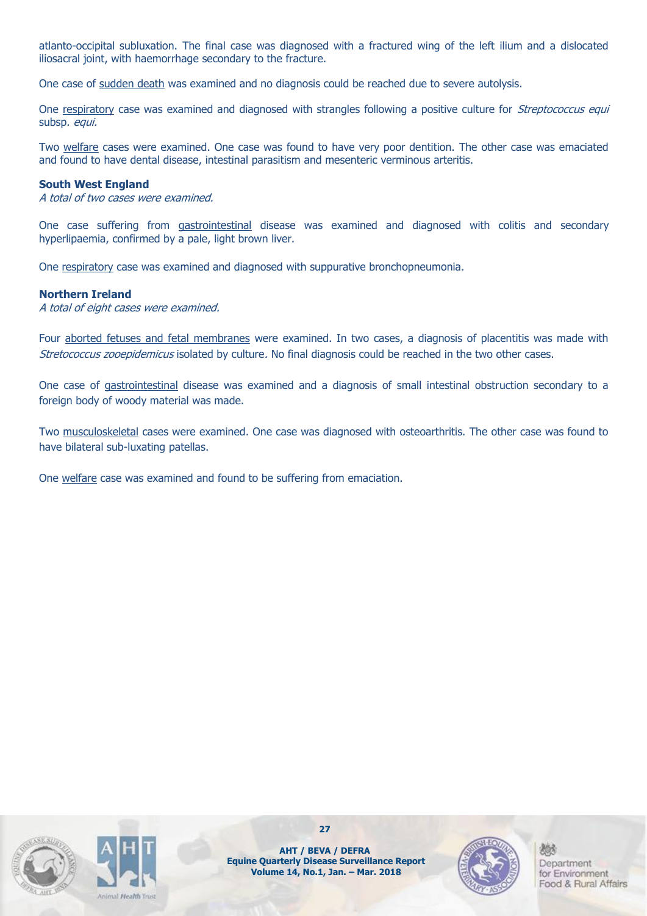atlanto-occipital subluxation. The final case was diagnosed with a fractured wing of the left ilium and a dislocated iliosacral joint, with haemorrhage secondary to the fracture.

One case of sudden death was examined and no diagnosis could be reached due to severe autolysis.

One respiratory case was examined and diagnosed with strangles following a positive culture for *Streptococcus equi* subsp. *equi.*

Two welfare cases were examined. One case was found to have very poor dentition. The other case was emaciated and found to have dental disease, intestinal parasitism and mesenteric verminous arteritis.

**South West England**

*A total of two cases were examined.*

One case suffering from gastrointestinal disease was examined and diagnosed with colitis and secondary hyperlipaemia, confirmed by a pale, light brown liver.

One respiratory case was examined and diagnosed with suppurative bronchopneumonia.

**Northern Ireland**

*A total of eight cases were examined.*

Four aborted fetuses and fetal membranes were examined. In two cases, a diagnosis of placentitis was made with *Stretococcus zooepidemicus* isolated by culture. No final diagnosis could be reached in the two other cases.

One case of gastrointestinal disease was examined and a diagnosis of small intestinal obstruction secondary to a foreign body of woody material was made.

Two musculoskeletal cases were examined. One case was diagnosed with osteoarthritis. The other case was found to have bilateral sub-luxating patellas.

One welfare case was examined and found to be suffering from emaciation.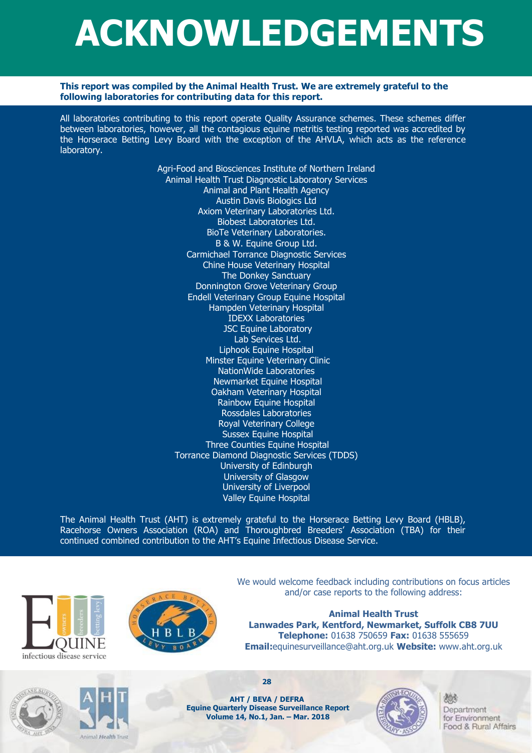# ACKNOWLEDGEMENTS

**This report was compiled by the Animal Health Trust. We are extremely grateful to the following laboratories for contributing data for this report.**

All laboratories contributing to this report operate Quality Assurance schemes. These schemes differ between laboratories, however, all the contagious equine metritis testing reported was accredited by the Horserace Betting Levy Board with the exception of the AHVLA, which acts as the reference laboratory.

Agri-Food and Biosciences Institute of Northern Ireland
Animal Health Trust Diagnostic Laboratory Services
Animal and Plant Health Agency
Austin Davis Biologics Ltd
Axiom Veterinary Laboratories Ltd.
Biobest Laboratories Ltd.
BioTe Veterinary Laboratories.
B & W. Equine Group Ltd.
Carmichael Torrance Diagnostic Services
Chine House Veterinary Hospital
The Donkey Sanctuary
Donnington Grove Veterinary Group
Endell Veterinary Group Equine Hospital
Hampden Veterinary Hospital
IDEXX Laboratories
JSC Equine Laboratory
Lab Services Ltd.
Liphook Equine Hospital
Minster Equine Veterinary Clinic
NationWide Laboratories
Newmarket Equine Hospital
Oakham Veterinary Hospital
Rainbow Equine Hospital
Rossdales Laboratories
Royal Veterinary College
Sussex Equine Hospital
Three Counties Equine Hospital
Torrance Diamond Diagnostic Services (TDDS)
University of Edinburgh
University of Glasgow
University of Liverpool
Valley Equine Hospital

The Animal Health Trust (AHT) is extremely grateful to the Horserace Betting Levy Board (HBLB), Racehorse Owners Association (ROA) and Thoroughbred Breeders' Association (TBA) for their continued combined contribution to the AHT's Equine Infectious Disease Service.

We would welcome feedback including contributions on focus articles and/or case reports to the following address:

**Animal Health Trust**
**Lanwades Park, Kentford, Newmarket, Suffolk CB8 7UU**
**Telephone:** 01638 750659 **Fax:** 01638 555659
**Email:**equinesurveillance@aht.org.uk **Website:** www.aht.org.uk